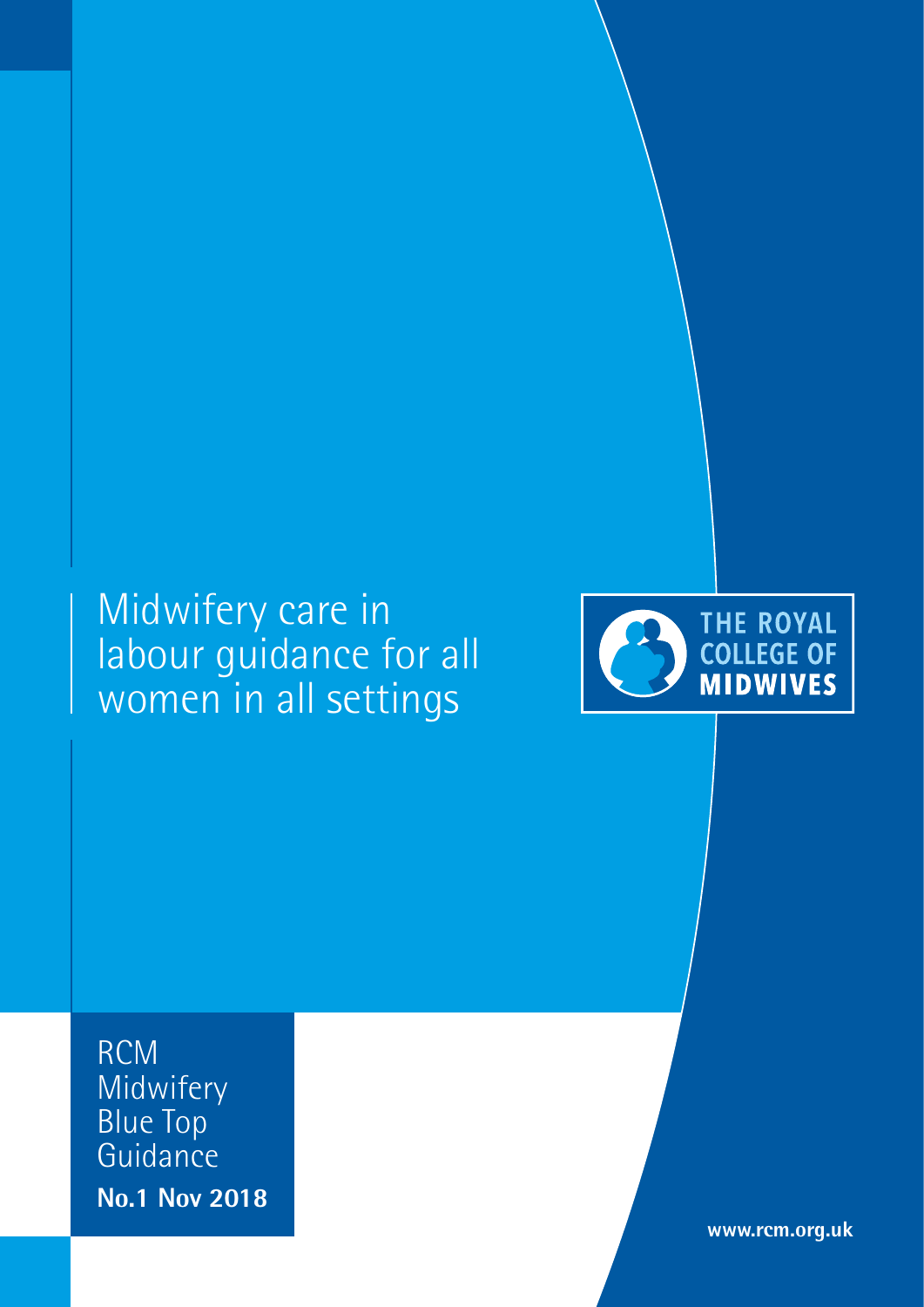# Midwifery care in labour guidance for all women in all settings

THE ROYAL COLLEGE OF MIDWIVES

RCM Midwifery Blue Top Guidance

**No.1 Nov 2018**

**www.rcm.org.uk**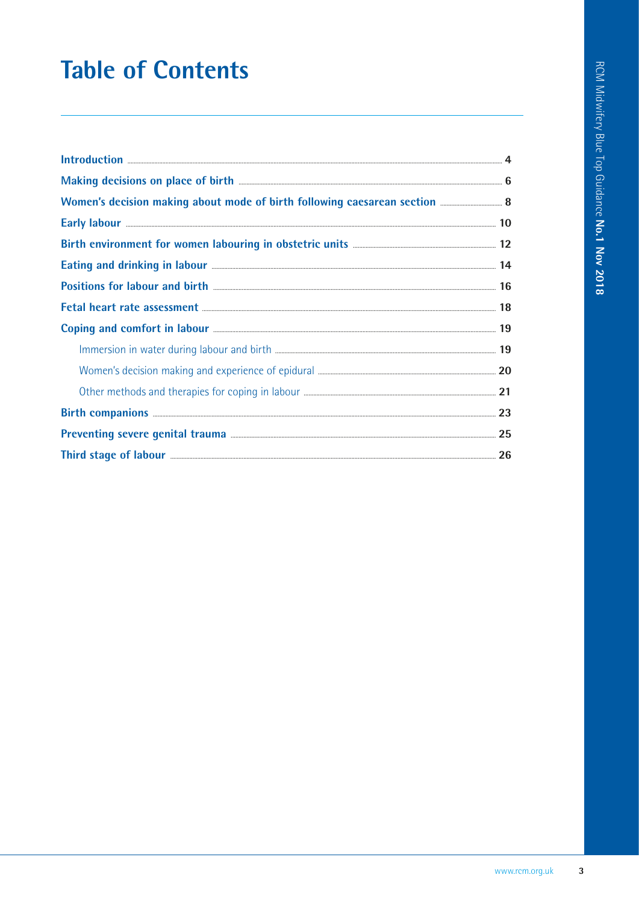# Table of Contents

- **Introduction** ........ 4
- **Making decisions on place of birth** ........ 6
- **Women's decision making about mode of birth following caesarean section** ........ 8
- **Early labour** ........ 10
- **Birth environment for women labouring in obstetric units** ........ 12
- **Eating and drinking in labour** ........ 14
- **Positions for labour and birth** ........ 16
- **Fetal heart rate assessment** ........ 18
- **Coping and comfort in labour** ........ 19
    - Immersion in water during labour and birth ........ 19
    - Women's decision making and experience of epidural ........ 20
    - Other methods and therapies for coping in labour ........ 21
- **Birth companions** ........ 23
- **Preventing severe genital trauma** ........ 25
- **Third stage of labour** ........ 26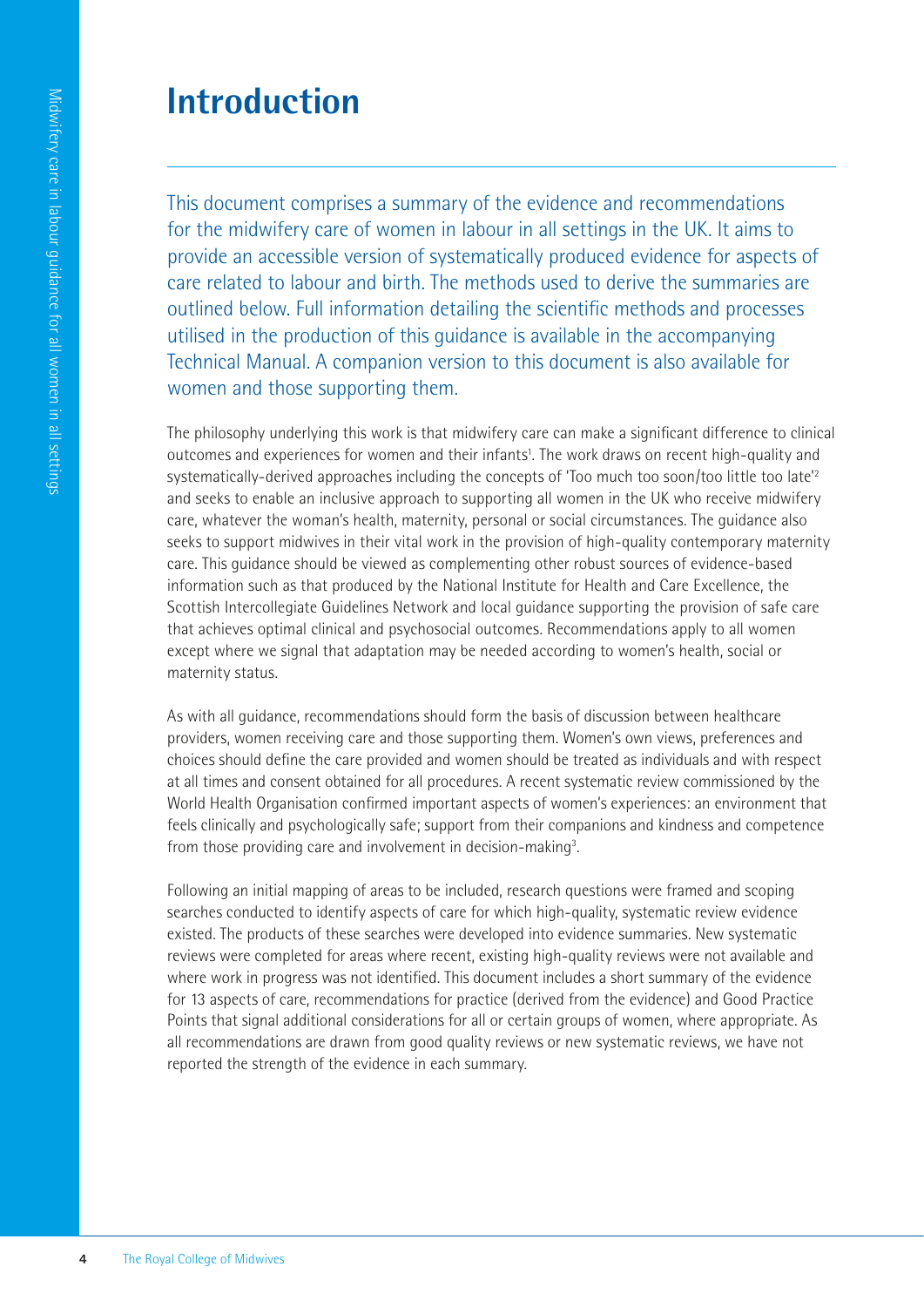# Introduction

This document comprises a summary of the evidence and recommendations for the midwifery care of women in labour in all settings in the UK. It aims to provide an accessible version of systematically produced evidence for aspects of care related to labour and birth. The methods used to derive the summaries are outlined below. Full information detailing the scientific methods and processes utilised in the production of this guidance is available in the accompanying Technical Manual. A companion version to this document is also available for women and those supporting them.

The philosophy underlying this work is that midwifery care can make a significant difference to clinical outcomes and experiences for women and their infants[1]. The work draws on recent high-quality and systematically-derived approaches including the concepts of 'Too much too soon/too little too late'[2] and seeks to enable an inclusive approach to supporting all women in the UK who receive midwifery care, whatever the woman's health, maternity, personal or social circumstances. The guidance also seeks to support midwives in their vital work in the provision of high-quality contemporary maternity care. This guidance should be viewed as complementing other robust sources of evidence-based information such as that produced by the National Institute for Health and Care Excellence, the Scottish Intercollegiate Guidelines Network and local guidance supporting the provision of safe care that achieves optimal clinical and psychosocial outcomes. Recommendations apply to all women except where we signal that adaptation may be needed according to women's health, social or maternity status.

As with all guidance, recommendations should form the basis of discussion between healthcare providers, women receiving care and those supporting them. Women's own views, preferences and choices should define the care provided and women should be treated as individuals and with respect at all times and consent obtained for all procedures. A recent systematic review commissioned by the World Health Organisation confirmed important aspects of women's experiences: an environment that feels clinically and psychologically safe; support from their companions and kindness and competence from those providing care and involvement in decision-making[3].

Following an initial mapping of areas to be included, research questions were framed and scoping searches conducted to identify aspects of care for which high-quality, systematic review evidence existed. The products of these searches were developed into evidence summaries. New systematic reviews were completed for areas where recent, existing high-quality reviews were not available and where work in progress was not identified. This document includes a short summary of the evidence for 13 aspects of care, recommendations for practice (derived from the evidence) and Good Practice Points that signal additional considerations for all or certain groups of women, where appropriate. As all recommendations are drawn from good quality reviews or new systematic reviews, we have not reported the strength of the evidence in each summary.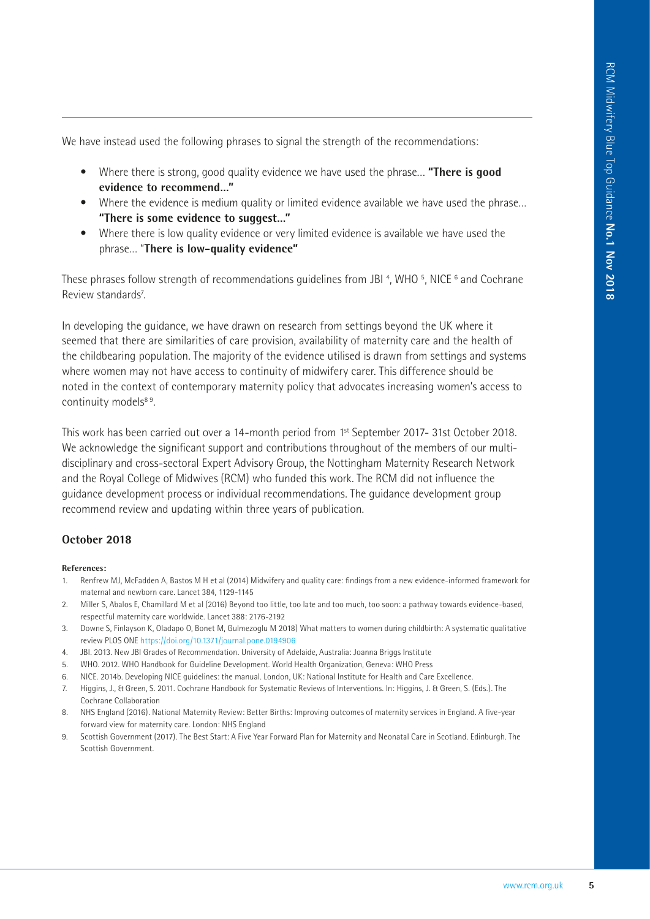We have instead used the following phrases to signal the strength of the recommendations:

- Where there is strong, good quality evidence we have used the phrase… **"There is good evidence to recommend…"**
- Where the evidence is medium quality or limited evidence available we have used the phrase… **"There is some evidence to suggest…"**
- Where there is low quality evidence or very limited evidence is available we have used the phrase… "**There is low-quality evidence"**

These phrases follow strength of recommendations guidelines from JBI [4], WHO [5], NICE [6] and Cochrane Review standards[7].

In developing the guidance, we have drawn on research from settings beyond the UK where it seemed that there are similarities of care provision, availability of maternity care and the health of the childbearing population. The majority of the evidence utilised is drawn from settings and systems where women may not have access to continuity of midwifery carer. This difference should be noted in the context of contemporary maternity policy that advocates increasing women's access to continuity models[8 9].

This work has been carried out over a 14-month period from 1st September 2017- 31st October 2018. We acknowledge the significant support and contributions throughout of the members of our multi-disciplinary and cross-sectoral Expert Advisory Group, the Nottingham Maternity Research Network and the Royal College of Midwives (RCM) who funded this work. The RCM did not influence the guidance development process or individual recommendations. The guidance development group recommend review and updating within three years of publication.

**October 2018**

**References:**

1. Renfrew MJ, McFadden A, Bastos M H et al (2014) Midwifery and quality care: findings from a new evidence-informed framework for maternal and newborn care. Lancet 384, 1129-1145
2. Miller S, Abalos E, Chamillard M et al (2016) Beyond too little, too late and too much, too soon: a pathway towards evidence-based, respectful maternity care worldwide. Lancet 388: 2176-2192
3. Downe S, Finlayson K, Oladapo O, Bonet M, Gulmezoglu M 2018) What matters to women during childbirth: A systematic qualitative review PLOS ONE https://doi.org/10.1371/journal.pone.0194906
4. JBI. 2013. New JBI Grades of Recommendation. University of Adelaide, Australia: Joanna Briggs Institute
5. WHO. 2012. WHO Handbook for Guideline Development. World Health Organization, Geneva: WHO Press
6. NICE. 2014b. Developing NICE guidelines: the manual. London, UK: National Institute for Health and Care Excellence.
7. Higgins, J., & Green, S. 2011. Cochrane Handbook for Systematic Reviews of Interventions. In: Higgins, J. & Green, S. (Eds.). The Cochrane Collaboration
8. NHS England (2016). National Maternity Review: Better Births: Improving outcomes of maternity services in England. A five-year forward view for maternity care. London: NHS England
9. Scottish Government (2017). The Best Start: A Five Year Forward Plan for Maternity and Neonatal Care in Scotland. Edinburgh. The Scottish Government.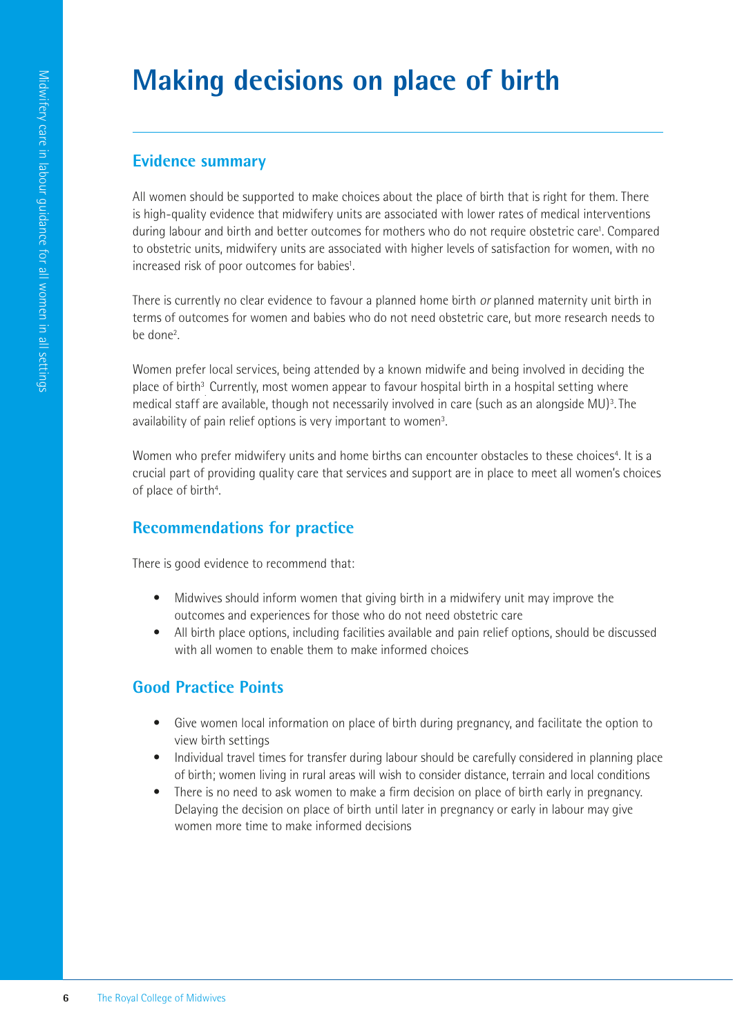# Making decisions on place of birth

## Evidence summary

All women should be supported to make choices about the place of birth that is right for them. There is high-quality evidence that midwifery units are associated with lower rates of medical interventions during labour and birth and better outcomes for mothers who do not require obstetric care[1]. Compared to obstetric units, midwifery units are associated with higher levels of satisfaction for women, with no increased risk of poor outcomes for babies[1].

There is currently no clear evidence to favour a planned home birth *or* planned maternity unit birth in terms of outcomes for women and babies who do not need obstetric care, but more research needs to be done[2].

Women prefer local services, being attended by a known midwife and being involved in deciding the place of birth[3] Currently, most women appear to favour hospital birth in a hospital setting where medical staff are available, though not necessarily involved in care (such as an alongside MU)[3]. The availability of pain relief options is very important to women[3].

Women who prefer midwifery units and home births can encounter obstacles to these choices[4]. It is a crucial part of providing quality care that services and support are in place to meet all women's choices of place of birth[4].

## Recommendations for practice

There is good evidence to recommend that:

- Midwives should inform women that giving birth in a midwifery unit may improve the outcomes and experiences for those who do not need obstetric care
- All birth place options, including facilities available and pain relief options, should be discussed with all women to enable them to make informed choices

## Good Practice Points

- Give women local information on place of birth during pregnancy, and facilitate the option to view birth settings
- Individual travel times for transfer during labour should be carefully considered in planning place of birth; women living in rural areas will wish to consider distance, terrain and local conditions
- There is no need to ask women to make a firm decision on place of birth early in pregnancy. Delaying the decision on place of birth until later in pregnancy or early in labour may give women more time to make informed decisions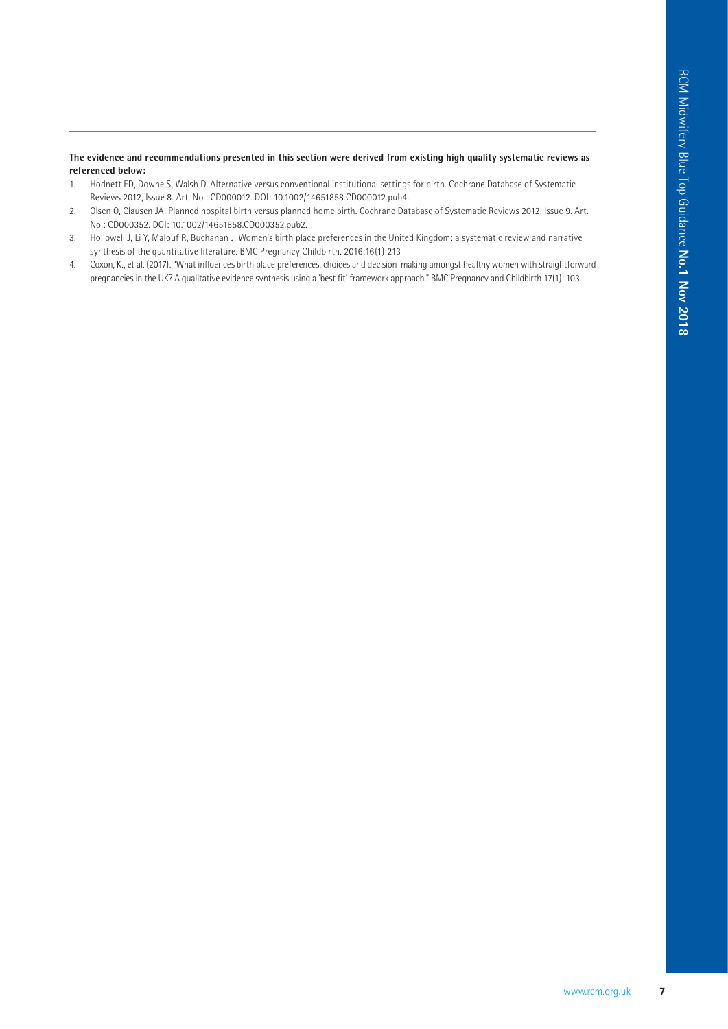**The evidence and recommendations presented in this section were derived from existing high quality systematic reviews as referenced below:**

1. Hodnett ED, Downe S, Walsh D. Alternative versus conventional institutional settings for birth. Cochrane Database of Systematic Reviews 2012, Issue 8. Art. No.: CD000012. DOI: 10.1002/14651858.CD000012.pub4.
2. Olsen O, Clausen JA. Planned hospital birth versus planned home birth. Cochrane Database of Systematic Reviews 2012, Issue 9. Art. No.: CD000352. DOI: 10.1002/14651858.CD000352.pub2.
3. Hollowell J, Li Y, Malouf R, Buchanan J. Women's birth place preferences in the United Kingdom: a systematic review and narrative synthesis of the quantitative literature. BMC Pregnancy Childbirth. 2016;16(1):213
4. Coxon, K., et al. (2017). "What influences birth place preferences, choices and decision-making amongst healthy women with straightforward pregnancies in the UK? A qualitative evidence synthesis using a 'best fit' framework approach." BMC Pregnancy and Childbirth 17(1): 103.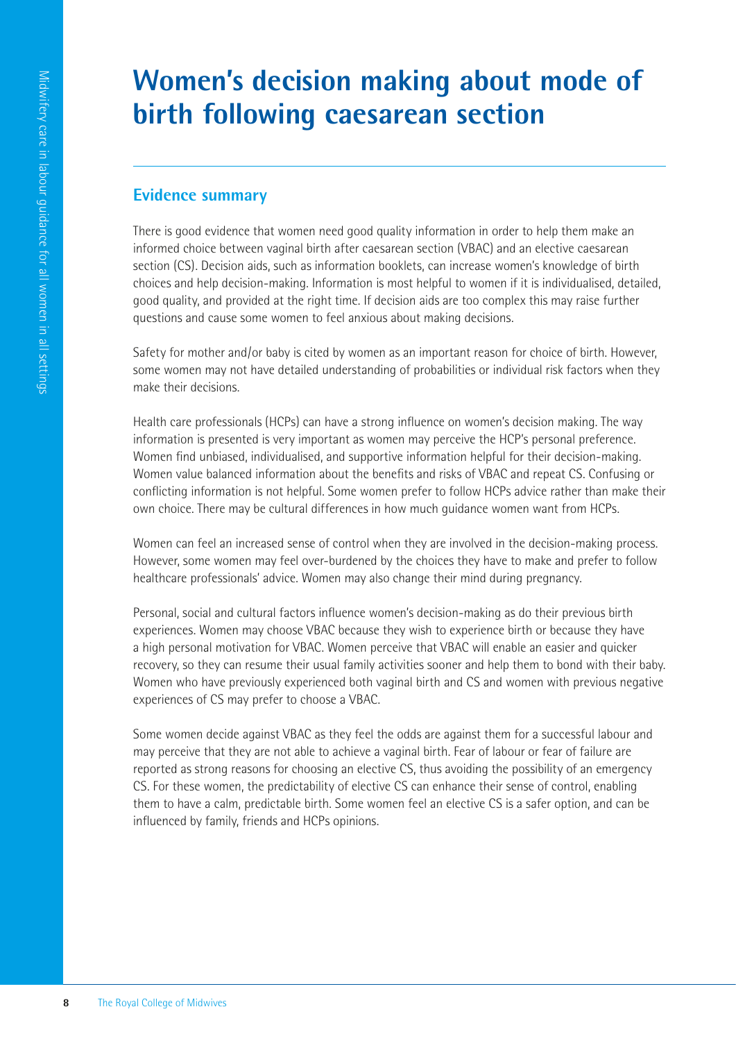# Women's decision making about mode of birth following caesarean section

## Evidence summary

There is good evidence that women need good quality information in order to help them make an informed choice between vaginal birth after caesarean section (VBAC) and an elective caesarean section (CS). Decision aids, such as information booklets, can increase women's knowledge of birth choices and help decision-making. Information is most helpful to women if it is individualised, detailed, good quality, and provided at the right time. If decision aids are too complex this may raise further questions and cause some women to feel anxious about making decisions.

Safety for mother and/or baby is cited by women as an important reason for choice of birth. However, some women may not have detailed understanding of probabilities or individual risk factors when they make their decisions.

Health care professionals (HCPs) can have a strong influence on women's decision making. The way information is presented is very important as women may perceive the HCP's personal preference. Women find unbiased, individualised, and supportive information helpful for their decision-making. Women value balanced information about the benefits and risks of VBAC and repeat CS. Confusing or conflicting information is not helpful. Some women prefer to follow HCPs advice rather than make their own choice. There may be cultural differences in how much guidance women want from HCPs.

Women can feel an increased sense of control when they are involved in the decision-making process. However, some women may feel over-burdened by the choices they have to make and prefer to follow healthcare professionals' advice. Women may also change their mind during pregnancy.

Personal, social and cultural factors influence women's decision-making as do their previous birth experiences. Women may choose VBAC because they wish to experience birth or because they have a high personal motivation for VBAC. Women perceive that VBAC will enable an easier and quicker recovery, so they can resume their usual family activities sooner and help them to bond with their baby. Women who have previously experienced both vaginal birth and CS and women with previous negative experiences of CS may prefer to choose a VBAC.

Some women decide against VBAC as they feel the odds are against them for a successful labour and may perceive that they are not able to achieve a vaginal birth. Fear of labour or fear of failure are reported as strong reasons for choosing an elective CS, thus avoiding the possibility of an emergency CS. For these women, the predictability of elective CS can enhance their sense of control, enabling them to have a calm, predictable birth. Some women feel an elective CS is a safer option, and can be influenced by family, friends and HCPs opinions.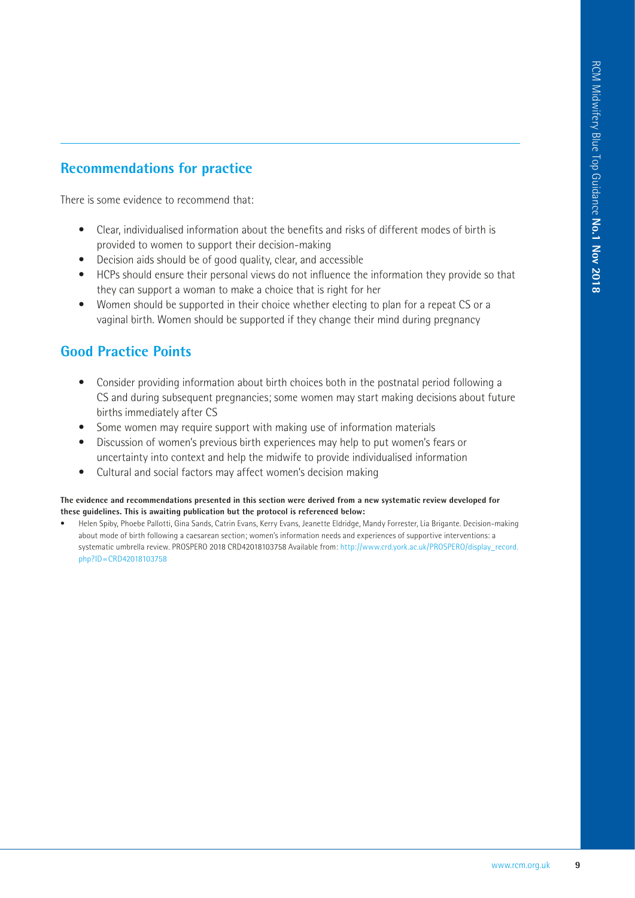## Recommendations for practice

There is some evidence to recommend that:

- Clear, individualised information about the benefits and risks of different modes of birth is provided to women to support their decision-making
- Decision aids should be of good quality, clear, and accessible
- HCPs should ensure their personal views do not influence the information they provide so that they can support a woman to make a choice that is right for her
- Women should be supported in their choice whether electing to plan for a repeat CS or a vaginal birth. Women should be supported if they change their mind during pregnancy

## Good Practice Points

- Consider providing information about birth choices both in the postnatal period following a CS and during subsequent pregnancies; some women may start making decisions about future births immediately after CS
- Some women may require support with making use of information materials
- Discussion of women's previous birth experiences may help to put women's fears or uncertainty into context and help the midwife to provide individualised information
- Cultural and social factors may affect women's decision making

**The evidence and recommendations presented in this section were derived from a new systematic review developed for these guidelines. This is awaiting publication but the protocol is referenced below:**

- Helen Spiby, Phoebe Pallotti, Gina Sands, Catrin Evans, Kerry Evans, Jeanette Eldridge, Mandy Forrester, Lia Brigante. Decision-making about mode of birth following a caesarean section; women's information needs and experiences of supportive interventions: a systematic umbrella review. PROSPERO 2018 CRD42018103758 Available from: http://www.crd.york.ac.uk/PROSPERO/display_record.php?ID=CRD42018103758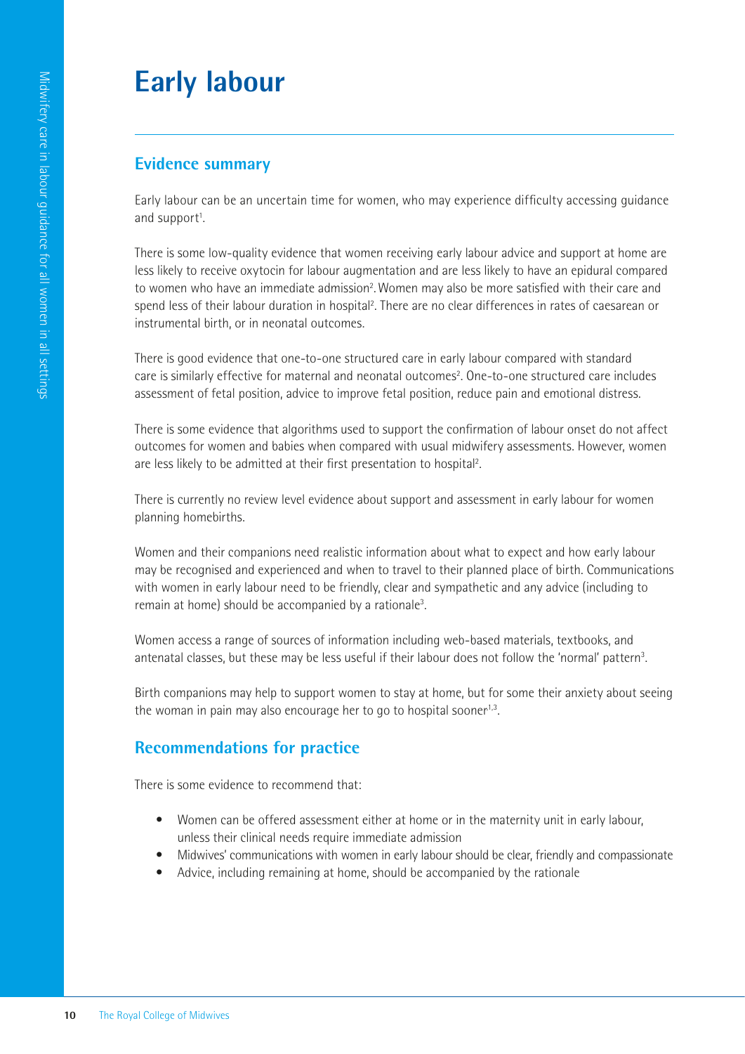# Early labour

## Evidence summary

Early labour can be an uncertain time for women, who may experience difficulty accessing guidance and support[1].

There is some low-quality evidence that women receiving early labour advice and support at home are less likely to receive oxytocin for labour augmentation and are less likely to have an epidural compared to women who have an immediate admission[2]. Women may also be more satisfied with their care and spend less of their labour duration in hospital[2]. There are no clear differences in rates of caesarean or instrumental birth, or in neonatal outcomes.

There is good evidence that one-to-one structured care in early labour compared with standard care is similarly effective for maternal and neonatal outcomes[2]. One-to-one structured care includes assessment of fetal position, advice to improve fetal position, reduce pain and emotional distress.

There is some evidence that algorithms used to support the confirmation of labour onset do not affect outcomes for women and babies when compared with usual midwifery assessments. However, women are less likely to be admitted at their first presentation to hospital[2].

There is currently no review level evidence about support and assessment in early labour for women planning homebirths.

Women and their companions need realistic information about what to expect and how early labour may be recognised and experienced and when to travel to their planned place of birth. Communications with women in early labour need to be friendly, clear and sympathetic and any advice (including to remain at home) should be accompanied by a rationale[3].

Women access a range of sources of information including web-based materials, textbooks, and antenatal classes, but these may be less useful if their labour does not follow the 'normal' pattern[3].

Birth companions may help to support women to stay at home, but for some their anxiety about seeing the woman in pain may also encourage her to go to hospital sooner[1,3].

## Recommendations for practice

There is some evidence to recommend that:

- Women can be offered assessment either at home or in the maternity unit in early labour, unless their clinical needs require immediate admission
- Midwives' communications with women in early labour should be clear, friendly and compassionate
- Advice, including remaining at home, should be accompanied by the rationale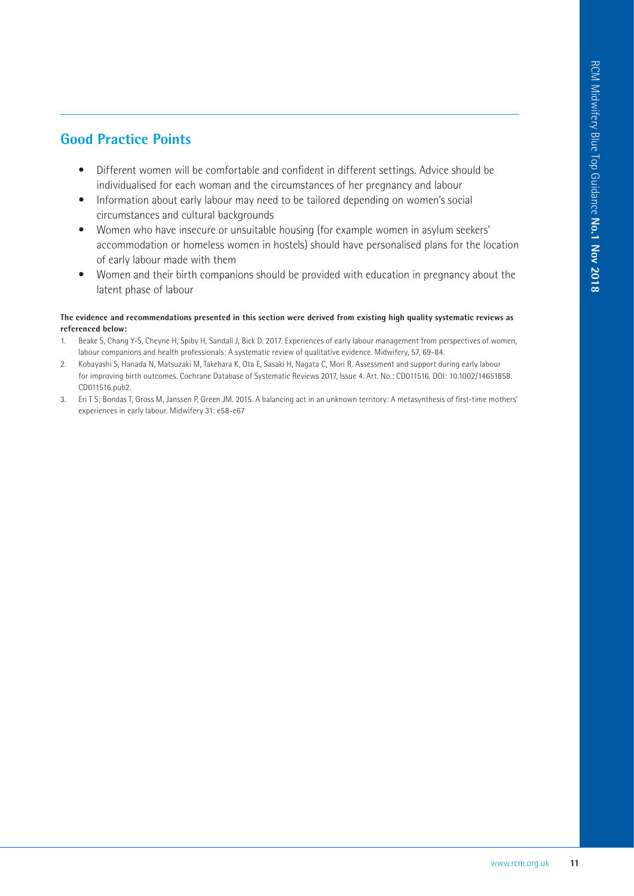## Good Practice Points

- Different women will be comfortable and confident in different settings. Advice should be individualised for each woman and the circumstances of her pregnancy and labour
- Information about early labour may need to be tailored depending on women's social circumstances and cultural backgrounds
- Women who have insecure or unsuitable housing (for example women in asylum seekers' accommodation or homeless women in hostels) should have personalised plans for the location of early labour made with them
- Women and their birth companions should be provided with education in pregnancy about the latent phase of labour

**The evidence and recommendations presented in this section were derived from existing high quality systematic reviews as referenced below:**

1. Beake S, Chang Y-S, Cheyne H, Spiby H, Sandall J, Bick D. 2017. Experiences of early labour management from perspectives of women, labour companions and health professionals: A systematic review of qualitative evidence. Midwifery, 57, 69-84.
2. Kobayashi S, Hanada N, Matsuzaki M, Takehara K, Ota E, Sasaki H, Nagata C, Mori R. Assessment and support during early labour for improving birth outcomes. Cochrane Database of Systematic Reviews 2017, Issue 4. Art. No.: CD011516. DOI: 10.1002/14651858.CD011516.pub2.
3. Eri T S; Bondas T, Gross M, Janssen P, Green JM. 2015. A balancing act in an unknown territory: A metasynthesis of first-time mothers' experiences in early labour. Midwifery 31: e58-e67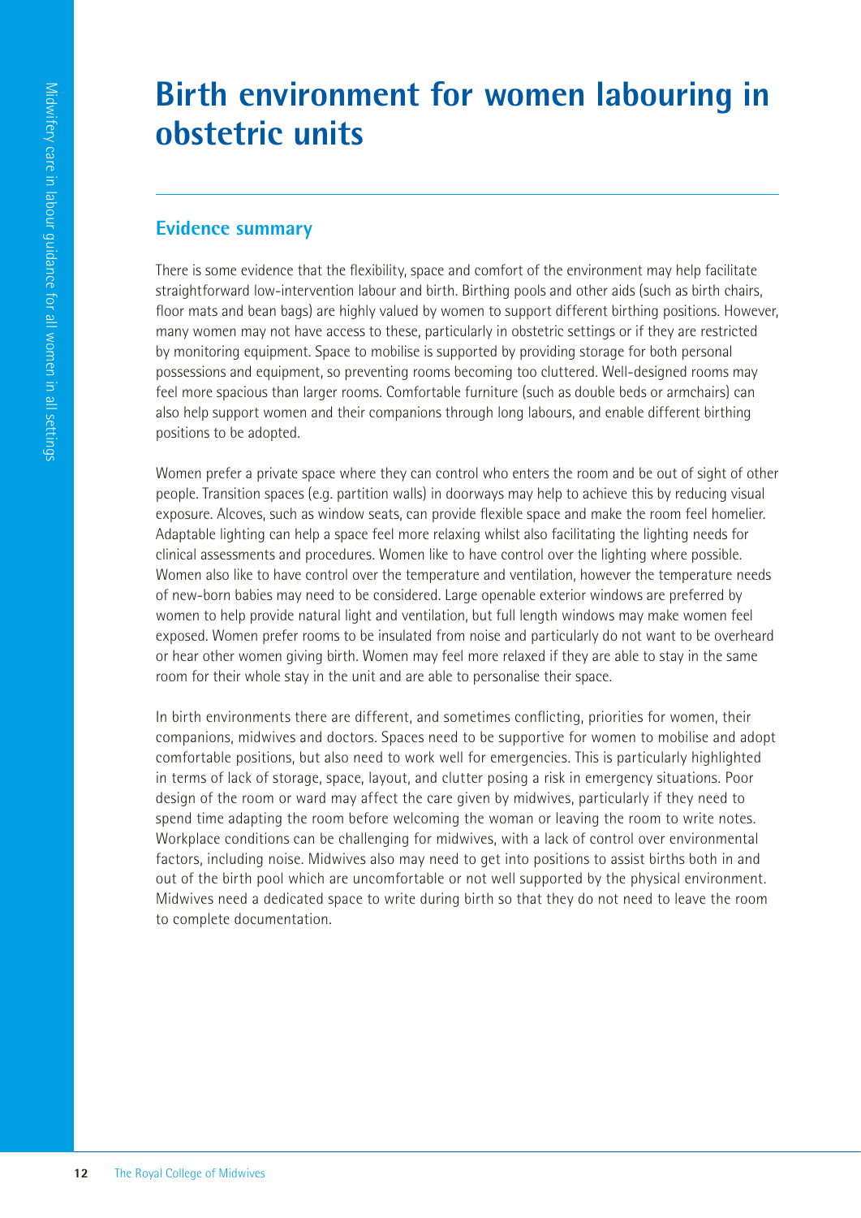# Birth environment for women labouring in obstetric units

## Evidence summary

There is some evidence that the flexibility, space and comfort of the environment may help facilitate straightforward low-intervention labour and birth. Birthing pools and other aids (such as birth chairs, floor mats and bean bags) are highly valued by women to support different birthing positions. However, many women may not have access to these, particularly in obstetric settings or if they are restricted by monitoring equipment. Space to mobilise is supported by providing storage for both personal possessions and equipment, so preventing rooms becoming too cluttered. Well-designed rooms may feel more spacious than larger rooms. Comfortable furniture (such as double beds or armchairs) can also help support women and their companions through long labours, and enable different birthing positions to be adopted.

Women prefer a private space where they can control who enters the room and be out of sight of other people. Transition spaces (e.g. partition walls) in doorways may help to achieve this by reducing visual exposure. Alcoves, such as window seats, can provide flexible space and make the room feel homelier. Adaptable lighting can help a space feel more relaxing whilst also facilitating the lighting needs for clinical assessments and procedures. Women like to have control over the lighting where possible. Women also like to have control over the temperature and ventilation, however the temperature needs of new-born babies may need to be considered. Large openable exterior windows are preferred by women to help provide natural light and ventilation, but full length windows may make women feel exposed. Women prefer rooms to be insulated from noise and particularly do not want to be overheard or hear other women giving birth. Women may feel more relaxed if they are able to stay in the same room for their whole stay in the unit and are able to personalise their space.

In birth environments there are different, and sometimes conflicting, priorities for women, their companions, midwives and doctors. Spaces need to be supportive for women to mobilise and adopt comfortable positions, but also need to work well for emergencies. This is particularly highlighted in terms of lack of storage, space, layout, and clutter posing a risk in emergency situations. Poor design of the room or ward may affect the care given by midwives, particularly if they need to spend time adapting the room before welcoming the woman or leaving the room to write notes. Workplace conditions can be challenging for midwives, with a lack of control over environmental factors, including noise. Midwives also may need to get into positions to assist births both in and out of the birth pool which are uncomfortable or not well supported by the physical environment. Midwives need a dedicated space to write during birth so that they do not need to leave the room to complete documentation.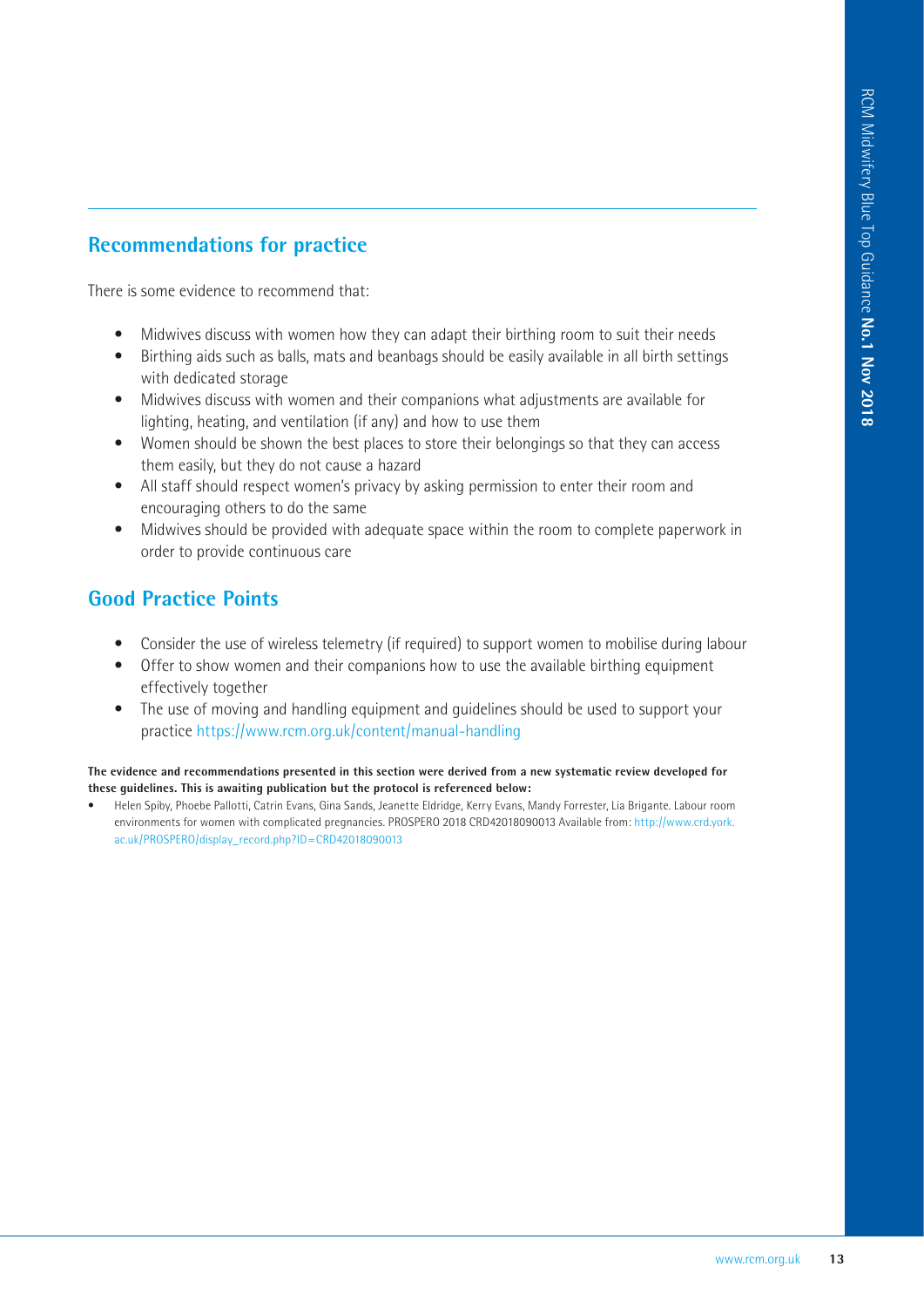## Recommendations for practice

There is some evidence to recommend that:

- Midwives discuss with women how they can adapt their birthing room to suit their needs
- Birthing aids such as balls, mats and beanbags should be easily available in all birth settings with dedicated storage
- Midwives discuss with women and their companions what adjustments are available for lighting, heating, and ventilation (if any) and how to use them
- Women should be shown the best places to store their belongings so that they can access them easily, but they do not cause a hazard
- All staff should respect women's privacy by asking permission to enter their room and encouraging others to do the same
- Midwives should be provided with adequate space within the room to complete paperwork in order to provide continuous care

## Good Practice Points

- Consider the use of wireless telemetry (if required) to support women to mobilise during labour
- Offer to show women and their companions how to use the available birthing equipment effectively together
- The use of moving and handling equipment and guidelines should be used to support your practice https://www.rcm.org.uk/content/manual-handling

**The evidence and recommendations presented in this section were derived from a new systematic review developed for these guidelines. This is awaiting publication but the protocol is referenced below:**

- Helen Spiby, Phoebe Pallotti, Catrin Evans, Gina Sands, Jeanette Eldridge, Kerry Evans, Mandy Forrester, Lia Brigante. Labour room environments for women with complicated pregnancies. PROSPERO 2018 CRD42018090013 Available from: http://www.crd.york.ac.uk/PROSPERO/display_record.php?ID=CRD42018090013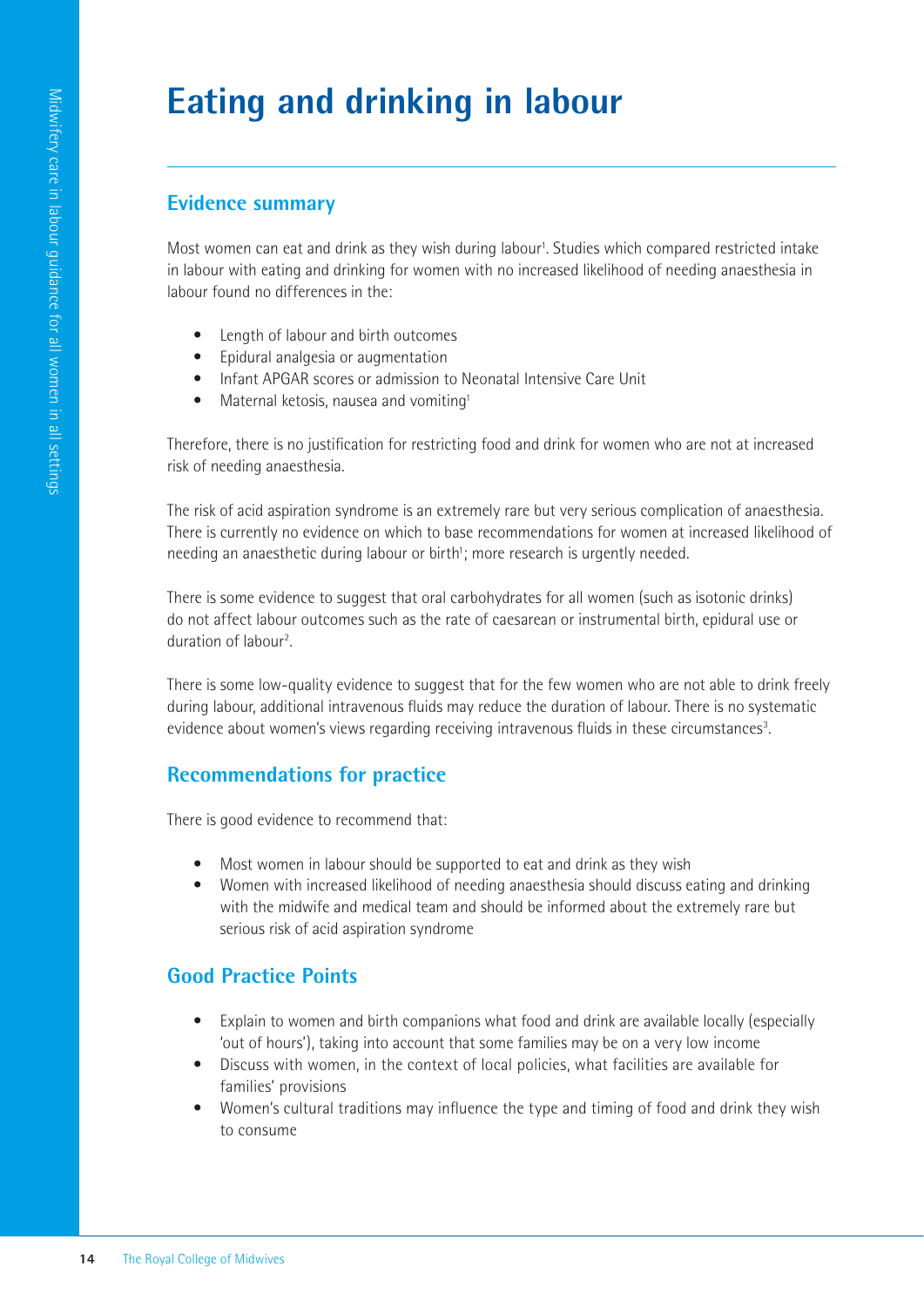# Eating and drinking in labour

## Evidence summary

Most women can eat and drink as they wish during labour[1]. Studies which compared restricted intake in labour with eating and drinking for women with no increased likelihood of needing anaesthesia in labour found no differences in the:

- Length of labour and birth outcomes
- Epidural analgesia or augmentation
- Infant APGAR scores or admission to Neonatal Intensive Care Unit
- Maternal ketosis, nausea and vomiting[1]

Therefore, there is no justification for restricting food and drink for women who are not at increased risk of needing anaesthesia.

The risk of acid aspiration syndrome is an extremely rare but very serious complication of anaesthesia. There is currently no evidence on which to base recommendations for women at increased likelihood of needing an anaesthetic during labour or birth[1]; more research is urgently needed.

There is some evidence to suggest that oral carbohydrates for all women (such as isotonic drinks) do not affect labour outcomes such as the rate of caesarean or instrumental birth, epidural use or duration of labour[2].

There is some low-quality evidence to suggest that for the few women who are not able to drink freely during labour, additional intravenous fluids may reduce the duration of labour. There is no systematic evidence about women's views regarding receiving intravenous fluids in these circumstances[3].

## Recommendations for practice

There is good evidence to recommend that:

- Most women in labour should be supported to eat and drink as they wish
- Women with increased likelihood of needing anaesthesia should discuss eating and drinking with the midwife and medical team and should be informed about the extremely rare but serious risk of acid aspiration syndrome

## Good Practice Points

- Explain to women and birth companions what food and drink are available locally (especially 'out of hours'), taking into account that some families may be on a very low income
- Discuss with women, in the context of local policies, what facilities are available for families' provisions
- Women's cultural traditions may influence the type and timing of food and drink they wish to consume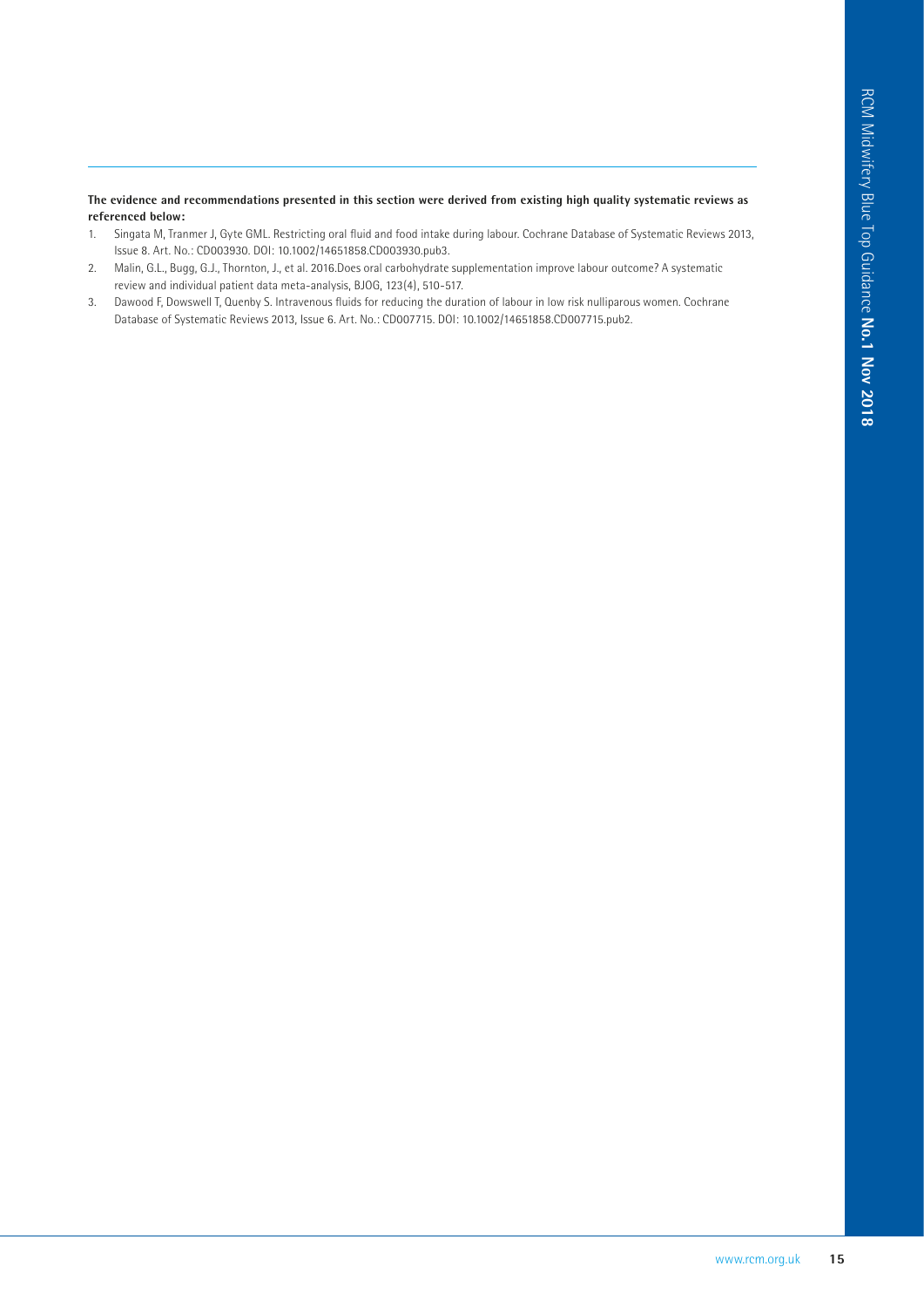**The evidence and recommendations presented in this section were derived from existing high quality systematic reviews as referenced below:**

1. Singata M, Tranmer J, Gyte GML. Restricting oral fluid and food intake during labour. Cochrane Database of Systematic Reviews 2013, Issue 8. Art. No.: CD003930. DOI: 10.1002/14651858.CD003930.pub3.
2. Malin, G.L., Bugg, G.J., Thornton, J., et al. 2016.Does oral carbohydrate supplementation improve labour outcome? A systematic review and individual patient data meta-analysis, BJOG, 123(4), 510-517.
3. Dawood F, Dowswell T, Quenby S. Intravenous fluids for reducing the duration of labour in low risk nulliparous women. Cochrane Database of Systematic Reviews 2013, Issue 6. Art. No.: CD007715. DOI: 10.1002/14651858.CD007715.pub2.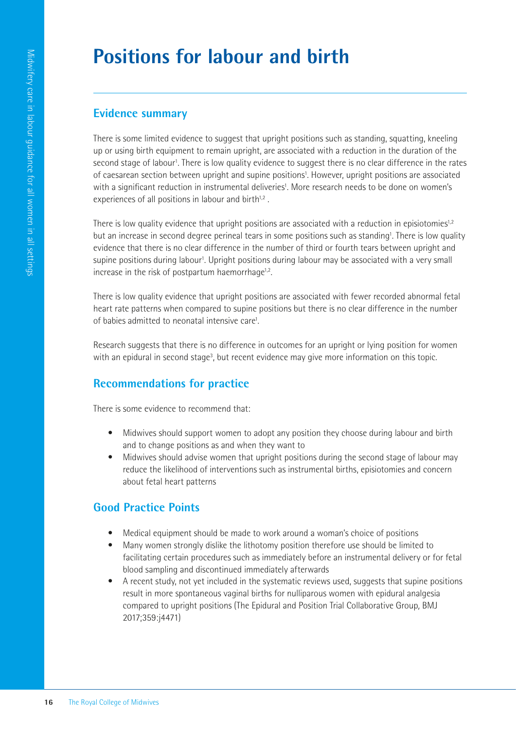# Positions for labour and birth

## Evidence summary

There is some limited evidence to suggest that upright positions such as standing, squatting, kneeling up or using birth equipment to remain upright, are associated with a reduction in the duration of the second stage of labour[1]. There is low quality evidence to suggest there is no clear difference in the rates of caesarean section between upright and supine positions[1]. However, upright positions are associated with a significant reduction in instrumental deliveries[1]. More research needs to be done on women's experiences of all positions in labour and birth[1,2] .

There is low quality evidence that upright positions are associated with a reduction in episiotomies[1,2] but an increase in second degree perineal tears in some positions such as standing[1]. There is low quality evidence that there is no clear difference in the number of third or fourth tears between upright and supine positions during labour[1]. Upright positions during labour may be associated with a very small increase in the risk of postpartum haemorrhage[1,2].

There is low quality evidence that upright positions are associated with fewer recorded abnormal fetal heart rate patterns when compared to supine positions but there is no clear difference in the number of babies admitted to neonatal intensive care[1].

Research suggests that there is no difference in outcomes for an upright or lying position for women with an epidural in second stage[3], but recent evidence may give more information on this topic.

## Recommendations for practice

There is some evidence to recommend that:

- Midwives should support women to adopt any position they choose during labour and birth and to change positions as and when they want to
- Midwives should advise women that upright positions during the second stage of labour may reduce the likelihood of interventions such as instrumental births, episiotomies and concern about fetal heart patterns

## Good Practice Points

- Medical equipment should be made to work around a woman's choice of positions
- Many women strongly dislike the lithotomy position therefore use should be limited to facilitating certain procedures such as immediately before an instrumental delivery or for fetal blood sampling and discontinued immediately afterwards
- A recent study, not yet included in the systematic reviews used, suggests that supine positions result in more spontaneous vaginal births for nulliparous women with epidural analgesia compared to upright positions (The Epidural and Position Trial Collaborative Group, BMJ 2017;359:j4471)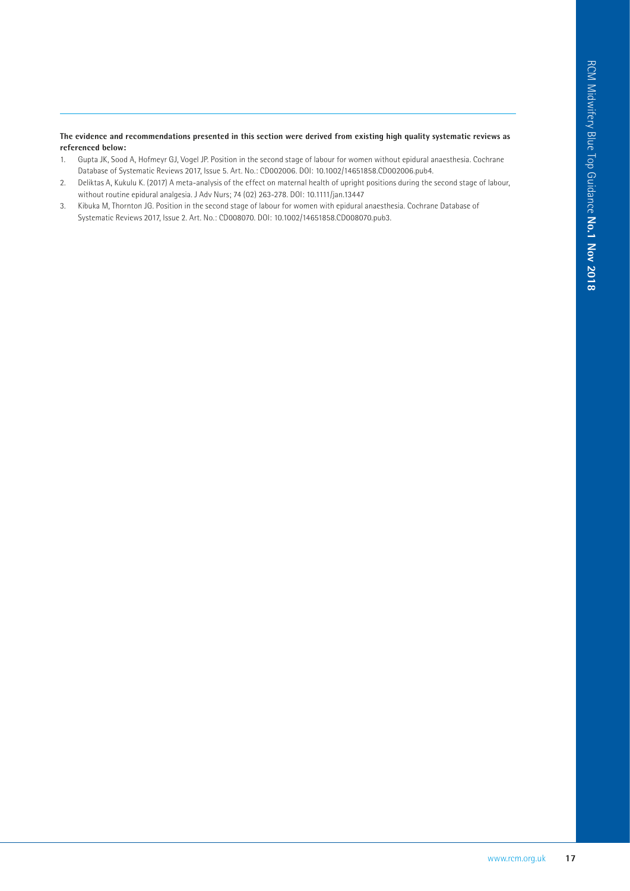**The evidence and recommendations presented in this section were derived from existing high quality systematic reviews as referenced below:**

1. Gupta JK, Sood A, Hofmeyr GJ, Vogel JP. Position in the second stage of labour for women without epidural anaesthesia. Cochrane Database of Systematic Reviews 2017, Issue 5. Art. No.: CD002006. DOI: 10.1002/14651858.CD002006.pub4.
2. Deliktas A, Kukulu K. (2017) A meta-analysis of the effect on maternal health of upright positions during the second stage of labour, without routine epidural analgesia. J Adv Nurs; 74 (02) 263-278. DOI: 10.1111/jan.13447
3. Kibuka M, Thornton JG. Position in the second stage of labour for women with epidural anaesthesia. Cochrane Database of Systematic Reviews 2017, Issue 2. Art. No.: CD008070. DOI: 10.1002/14651858.CD008070.pub3.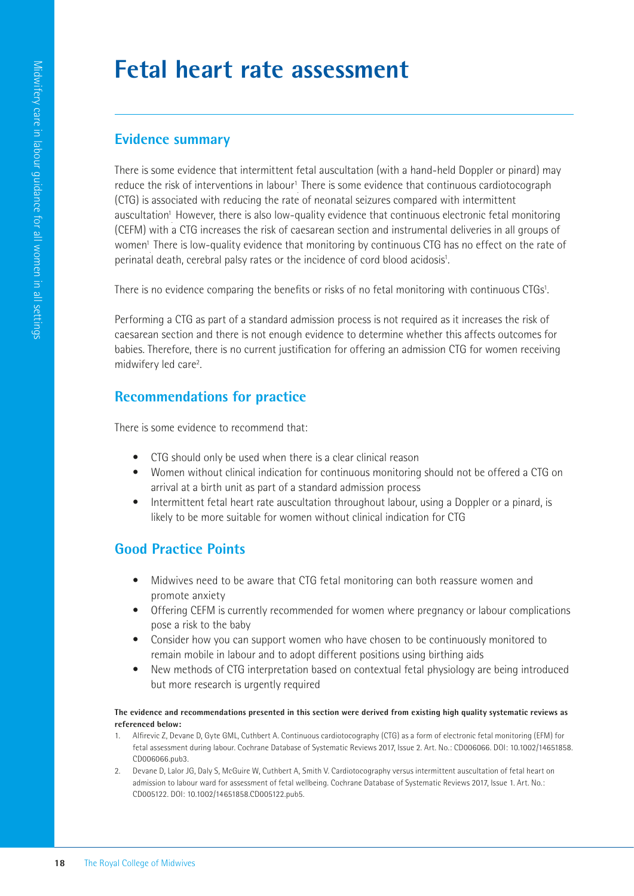# Fetal heart rate assessment

## Evidence summary

There is some evidence that intermittent fetal auscultation (with a hand-held Doppler or pinard) may reduce the risk of interventions in labour[1]. There is some evidence that continuous cardiotocograph (CTG) is associated with reducing the rate of neonatal seizures compared with intermittent auscultation[1]. However, there is also low-quality evidence that continuous electronic fetal monitoring (CEFM) with a CTG increases the risk of caesarean section and instrumental deliveries in all groups of women[1]. There is low-quality evidence that monitoring by continuous CTG has no effect on the rate of perinatal death, cerebral palsy rates or the incidence of cord blood acidosis[1].

There is no evidence comparing the benefits or risks of no fetal monitoring with continuous CTGs[1].

Performing a CTG as part of a standard admission process is not required as it increases the risk of caesarean section and there is not enough evidence to determine whether this affects outcomes for babies. Therefore, there is no current justification for offering an admission CTG for women receiving midwifery led care[2].

## Recommendations for practice

There is some evidence to recommend that:

- CTG should only be used when there is a clear clinical reason
- Women without clinical indication for continuous monitoring should not be offered a CTG on arrival at a birth unit as part of a standard admission process
- Intermittent fetal heart rate auscultation throughout labour, using a Doppler or a pinard, is likely to be more suitable for women without clinical indication for CTG

## Good Practice Points

- Midwives need to be aware that CTG fetal monitoring can both reassure women and promote anxiety
- Offering CEFM is currently recommended for women where pregnancy or labour complications pose a risk to the baby
- Consider how you can support women who have chosen to be continuously monitored to remain mobile in labour and to adopt different positions using birthing aids
- New methods of CTG interpretation based on contextual fetal physiology are being introduced but more research is urgently required

**The evidence and recommendations presented in this section were derived from existing high quality systematic reviews as referenced below:**

1. Alfirevic Z, Devane D, Gyte GML, Cuthbert A. Continuous cardiotocography (CTG) as a form of electronic fetal monitoring (EFM) for fetal assessment during labour. Cochrane Database of Systematic Reviews 2017, Issue 2. Art. No.: CD006066. DOI: 10.1002/14651858.CD006066.pub3.
2. Devane D, Lalor JG, Daly S, McGuire W, Cuthbert A, Smith V. Cardiotocography versus intermittent auscultation of fetal heart on admission to labour ward for assessment of fetal wellbeing. Cochrane Database of Systematic Reviews 2017, Issue 1. Art. No.: CD005122. DOI: 10.1002/14651858.CD005122.pub5.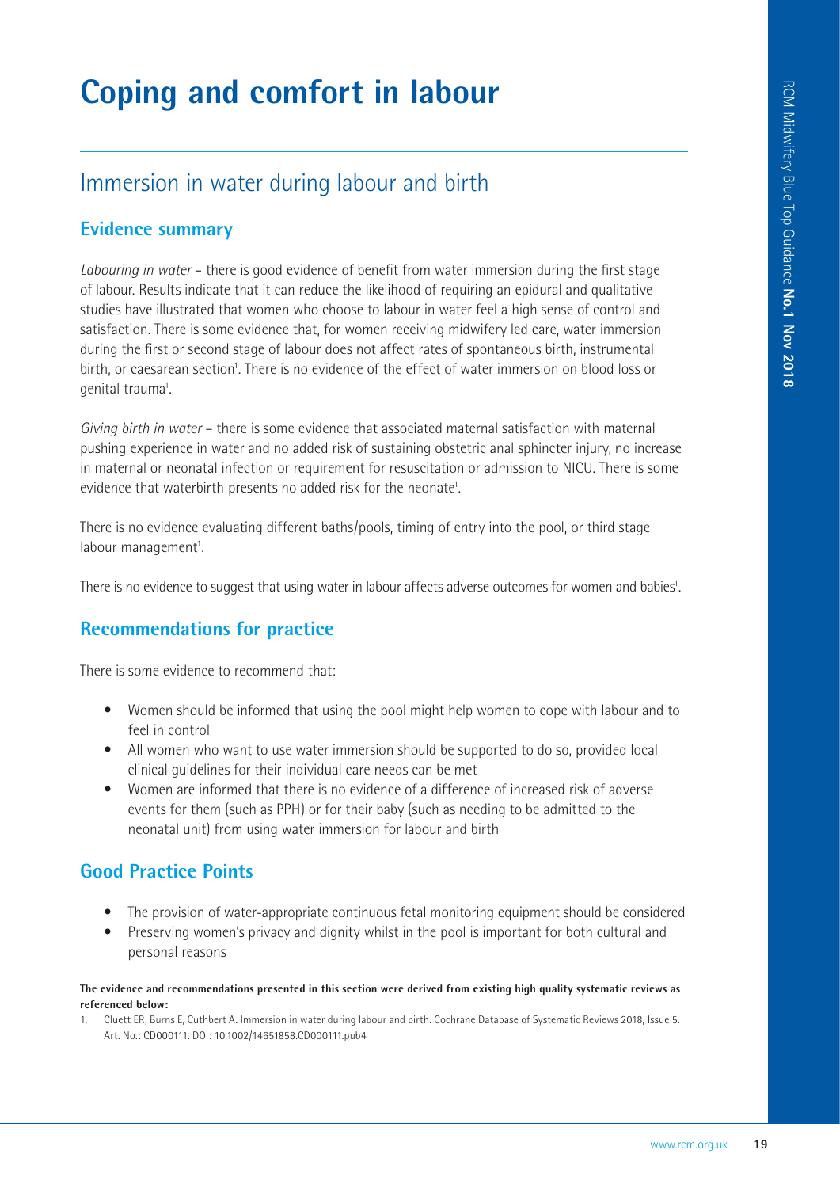# Coping and comfort in labour

## Immersion in water during labour and birth

### Evidence summary

*Labouring in water* – there is good evidence of benefit from water immersion during the first stage of labour. Results indicate that it can reduce the likelihood of requiring an epidural and qualitative studies have illustrated that women who choose to labour in water feel a high sense of control and satisfaction. There is some evidence that, for women receiving midwifery led care, water immersion during the first or second stage of labour does not affect rates of spontaneous birth, instrumental birth, or caesarean section[1]. There is no evidence of the effect of water immersion on blood loss or genital trauma[1].

*Giving birth in water* – there is some evidence that associated maternal satisfaction with maternal pushing experience in water and no added risk of sustaining obstetric anal sphincter injury, no increase in maternal or neonatal infection or requirement for resuscitation or admission to NICU. There is some evidence that waterbirth presents no added risk for the neonate[1].

There is no evidence evaluating different baths/pools, timing of entry into the pool, or third stage labour management[1].

There is no evidence to suggest that using water in labour affects adverse outcomes for women and babies[1].

### Recommendations for practice

There is some evidence to recommend that:

- Women should be informed that using the pool might help women to cope with labour and to feel in control
- All women who want to use water immersion should be supported to do so, provided local clinical guidelines for their individual care needs can be met
- Women are informed that there is no evidence of a difference of increased risk of adverse events for them (such as PPH) or for their baby (such as needing to be admitted to the neonatal unit) from using water immersion for labour and birth

### Good Practice Points

- The provision of water-appropriate continuous fetal monitoring equipment should be considered
- Preserving women's privacy and dignity whilst in the pool is important for both cultural and personal reasons

**The evidence and recommendations presented in this section were derived from existing high quality systematic reviews as referenced below:**

1. Cluett ER, Burns E, Cuthbert A. Immersion in water during labour and birth. Cochrane Database of Systematic Reviews 2018, Issue 5. Art. No.: CD000111. DOI: 10.1002/14651858.CD000111.pub4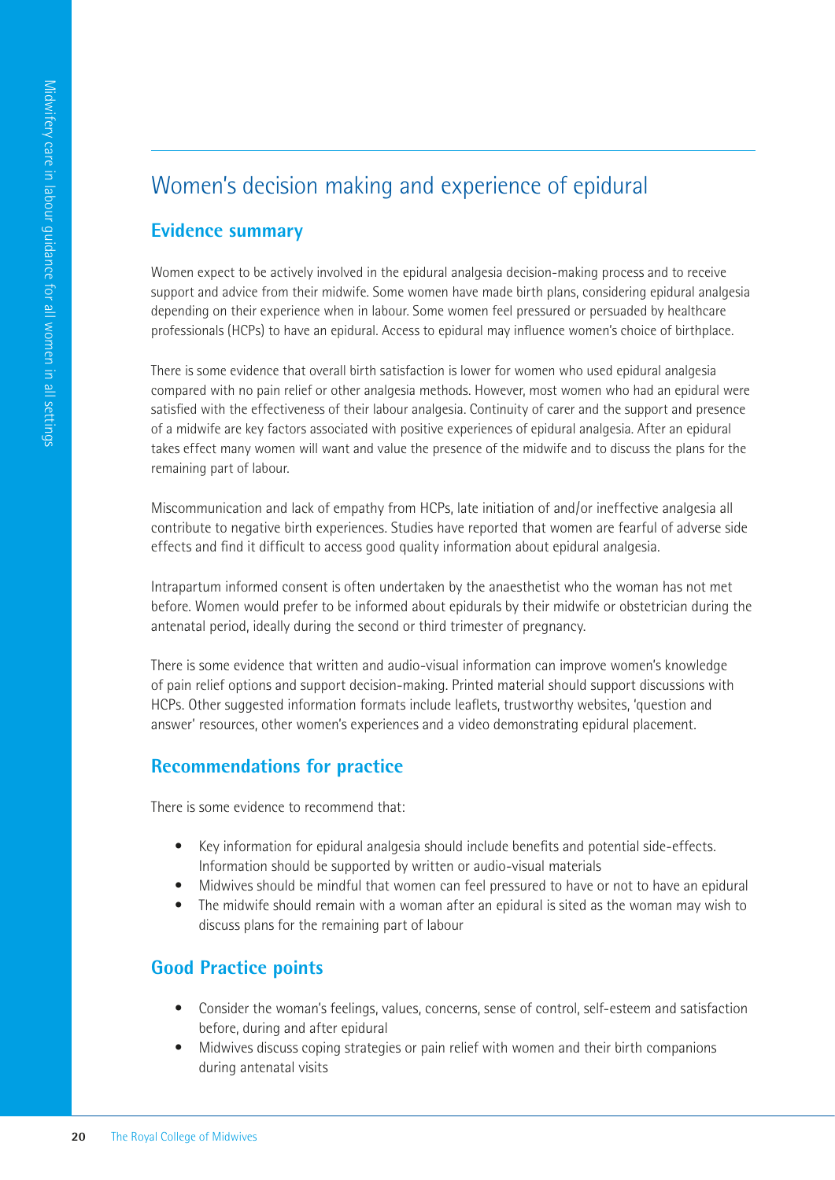# Women's decision making and experience of epidural

## Evidence summary

Women expect to be actively involved in the epidural analgesia decision-making process and to receive support and advice from their midwife. Some women have made birth plans, considering epidural analgesia depending on their experience when in labour. Some women feel pressured or persuaded by healthcare professionals (HCPs) to have an epidural. Access to epidural may influence women's choice of birthplace.

There is some evidence that overall birth satisfaction is lower for women who used epidural analgesia compared with no pain relief or other analgesia methods. However, most women who had an epidural were satisfied with the effectiveness of their labour analgesia. Continuity of carer and the support and presence of a midwife are key factors associated with positive experiences of epidural analgesia. After an epidural takes effect many women will want and value the presence of the midwife and to discuss the plans for the remaining part of labour.

Miscommunication and lack of empathy from HCPs, late initiation of and/or ineffective analgesia all contribute to negative birth experiences. Studies have reported that women are fearful of adverse side effects and find it difficult to access good quality information about epidural analgesia.

Intrapartum informed consent is often undertaken by the anaesthetist who the woman has not met before. Women would prefer to be informed about epidurals by their midwife or obstetrician during the antenatal period, ideally during the second or third trimester of pregnancy.

There is some evidence that written and audio-visual information can improve women's knowledge of pain relief options and support decision-making. Printed material should support discussions with HCPs. Other suggested information formats include leaflets, trustworthy websites, 'question and answer' resources, other women's experiences and a video demonstrating epidural placement.

## Recommendations for practice

There is some evidence to recommend that:

- Key information for epidural analgesia should include benefits and potential side-effects. Information should be supported by written or audio-visual materials
- Midwives should be mindful that women can feel pressured to have or not to have an epidural
- The midwife should remain with a woman after an epidural is sited as the woman may wish to discuss plans for the remaining part of labour

## Good Practice points

- Consider the woman's feelings, values, concerns, sense of control, self-esteem and satisfaction before, during and after epidural
- Midwives discuss coping strategies or pain relief with women and their birth companions during antenatal visits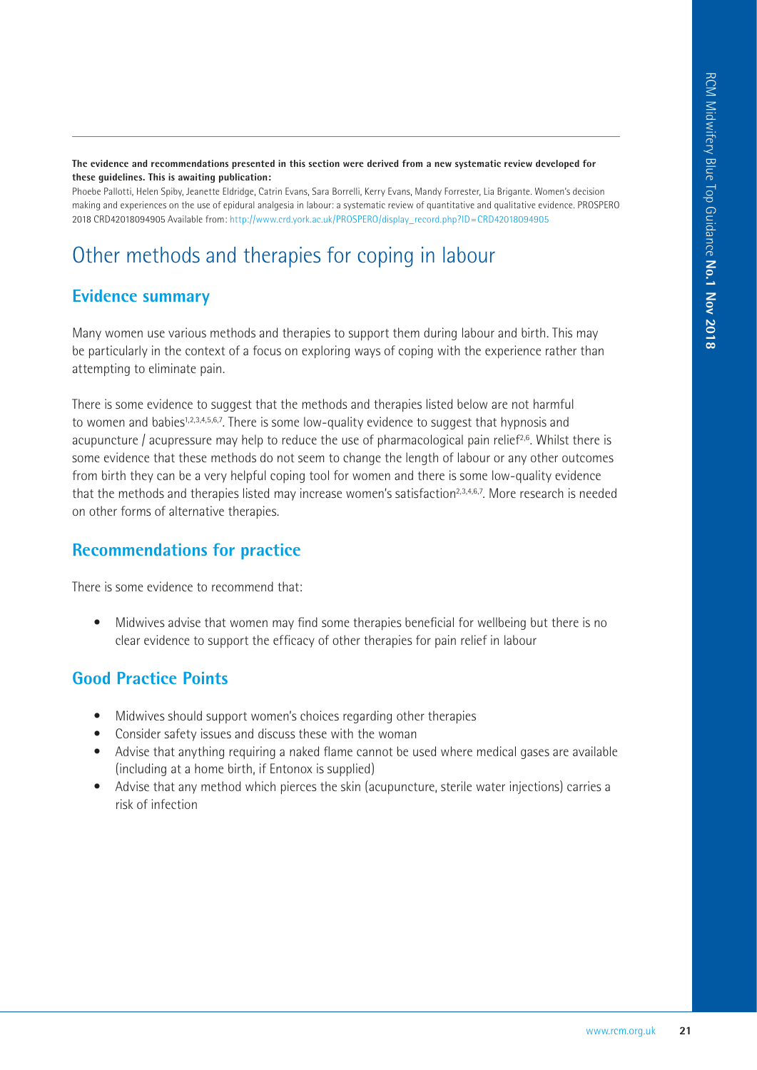**The evidence and recommendations presented in this section were derived from a new systematic review developed for these guidelines. This is awaiting publication:**

Phoebe Pallotti, Helen Spiby, Jeanette Eldridge, Catrin Evans, Sara Borrelli, Kerry Evans, Mandy Forrester, Lia Brigante. Women's decision making and experiences on the use of epidural analgesia in labour: a systematic review of quantitative and qualitative evidence. PROSPERO 2018 CRD42018094905 Available from: http://www.crd.york.ac.uk/PROSPERO/display_record.php?ID=CRD42018094905

# Other methods and therapies for coping in labour

## Evidence summary

Many women use various methods and therapies to support them during labour and birth. This may be particularly in the context of a focus on exploring ways of coping with the experience rather than attempting to eliminate pain.

There is some evidence to suggest that the methods and therapies listed below are not harmful to women and babies[1,2,3,4,5,6,7]. There is some low-quality evidence to suggest that hypnosis and acupuncture / acupressure may help to reduce the use of pharmacological pain relief[2,6]. Whilst there is some evidence that these methods do not seem to change the length of labour or any other outcomes from birth they can be a very helpful coping tool for women and there is some low-quality evidence that the methods and therapies listed may increase women's satisfaction[2,3,4,6,7]. More research is needed on other forms of alternative therapies.

## Recommendations for practice

There is some evidence to recommend that:

- Midwives advise that women may find some therapies beneficial for wellbeing but there is no clear evidence to support the efficacy of other therapies for pain relief in labour

## Good Practice Points

- Midwives should support women's choices regarding other therapies
- Consider safety issues and discuss these with the woman
- Advise that anything requiring a naked flame cannot be used where medical gases are available (including at a home birth, if Entonox is supplied)
- Advise that any method which pierces the skin (acupuncture, sterile water injections) carries a risk of infection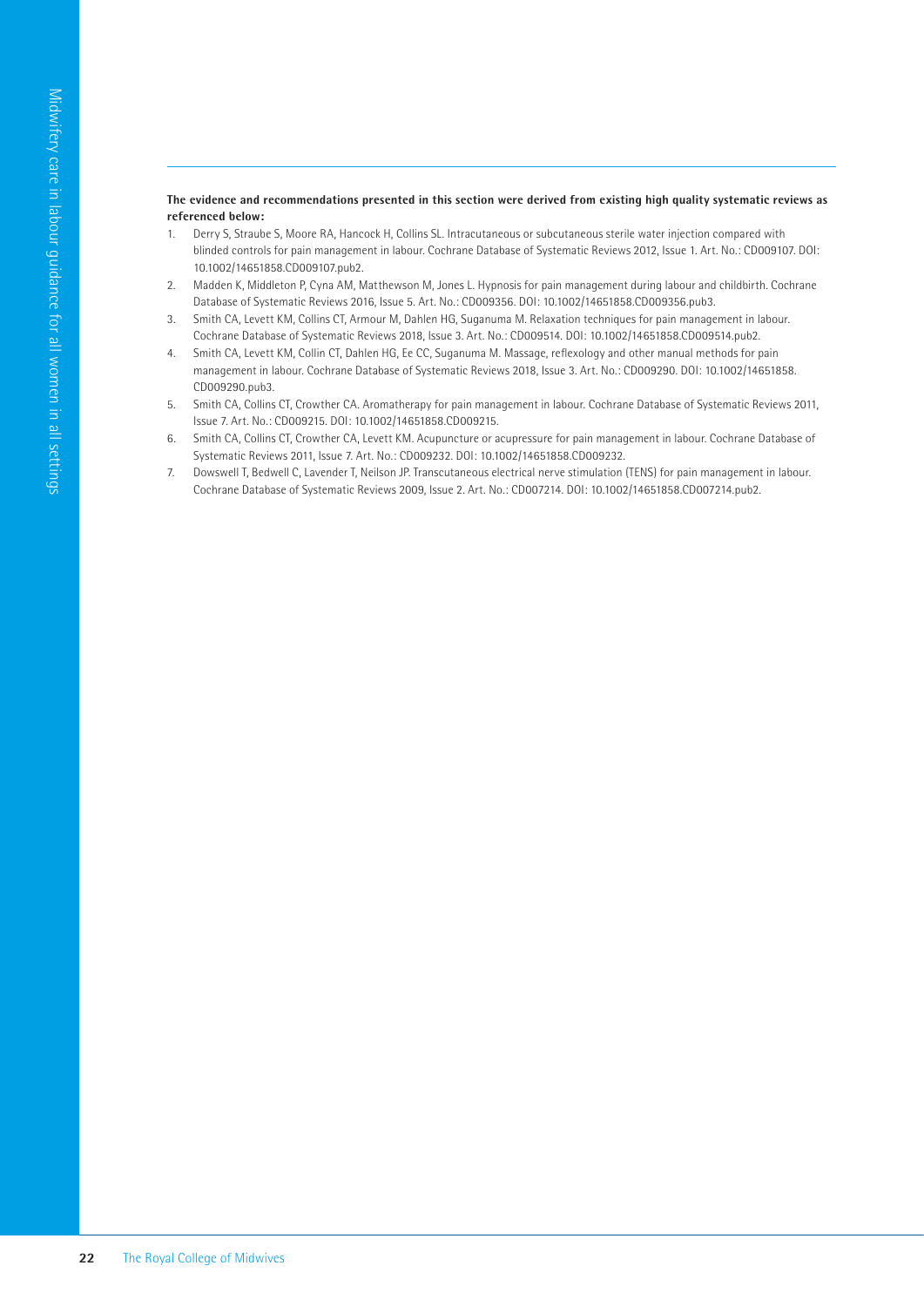**The evidence and recommendations presented in this section were derived from existing high quality systematic reviews as referenced below:**

1. Derry S, Straube S, Moore RA, Hancock H, Collins SL. Intracutaneous or subcutaneous sterile water injection compared with blinded controls for pain management in labour. Cochrane Database of Systematic Reviews 2012, Issue 1. Art. No.: CD009107. DOI: 10.1002/14651858.CD009107.pub2.
2. Madden K, Middleton P, Cyna AM, Matthewson M, Jones L. Hypnosis for pain management during labour and childbirth. Cochrane Database of Systematic Reviews 2016, Issue 5. Art. No.: CD009356. DOI: 10.1002/14651858.CD009356.pub3.
3. Smith CA, Levett KM, Collins CT, Armour M, Dahlen HG, Suganuma M. Relaxation techniques for pain management in labour. Cochrane Database of Systematic Reviews 2018, Issue 3. Art. No.: CD009514. DOI: 10.1002/14651858.CD009514.pub2.
4. Smith CA, Levett KM, Collin CT, Dahlen HG, Ee CC, Suganuma M. Massage, reflexology and other manual methods for pain management in labour. Cochrane Database of Systematic Reviews 2018, Issue 3. Art. No.: CD009290. DOI: 10.1002/14651858.CD009290.pub3.
5. Smith CA, Collins CT, Crowther CA. Aromatherapy for pain management in labour. Cochrane Database of Systematic Reviews 2011, Issue 7. Art. No.: CD009215. DOI: 10.1002/14651858.CD009215.
6. Smith CA, Collins CT, Crowther CA, Levett KM. Acupuncture or acupressure for pain management in labour. Cochrane Database of Systematic Reviews 2011, Issue 7. Art. No.: CD009232. DOI: 10.1002/14651858.CD009232.
7. Dowswell T, Bedwell C, Lavender T, Neilson JP. Transcutaneous electrical nerve stimulation (TENS) for pain management in labour. Cochrane Database of Systematic Reviews 2009, Issue 2. Art. No.: CD007214. DOI: 10.1002/14651858.CD007214.pub2.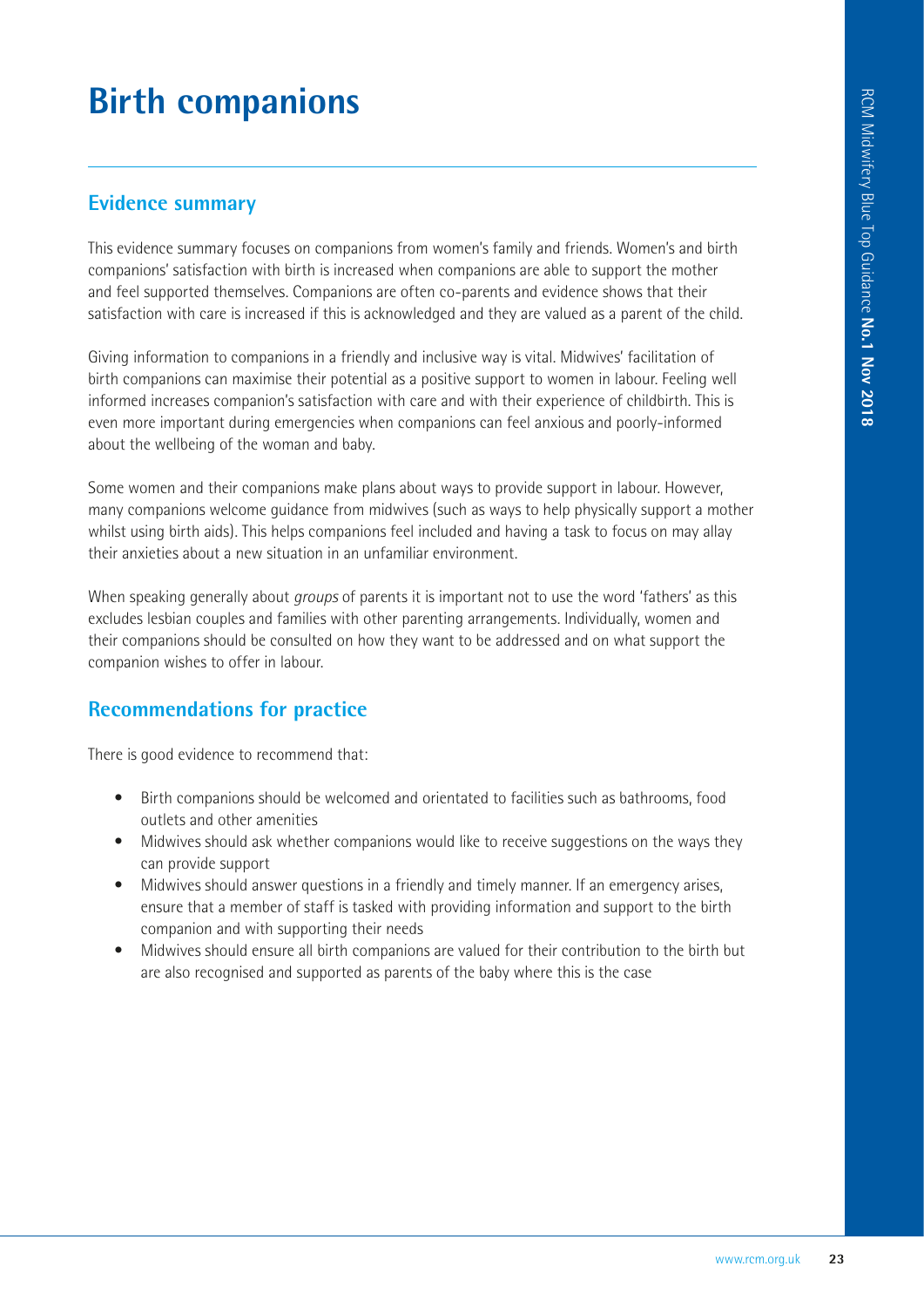# Birth companions

## Evidence summary

This evidence summary focuses on companions from women's family and friends. Women's and birth companions' satisfaction with birth is increased when companions are able to support the mother and feel supported themselves. Companions are often co-parents and evidence shows that their satisfaction with care is increased if this is acknowledged and they are valued as a parent of the child.

Giving information to companions in a friendly and inclusive way is vital. Midwives' facilitation of birth companions can maximise their potential as a positive support to women in labour. Feeling well informed increases companion's satisfaction with care and with their experience of childbirth. This is even more important during emergencies when companions can feel anxious and poorly-informed about the wellbeing of the woman and baby.

Some women and their companions make plans about ways to provide support in labour. However, many companions welcome guidance from midwives (such as ways to help physically support a mother whilst using birth aids). This helps companions feel included and having a task to focus on may allay their anxieties about a new situation in an unfamiliar environment.

When speaking generally about *groups* of parents it is important not to use the word 'fathers' as this excludes lesbian couples and families with other parenting arrangements. Individually, women and their companions should be consulted on how they want to be addressed and on what support the companion wishes to offer in labour.

## Recommendations for practice

There is good evidence to recommend that:

- Birth companions should be welcomed and orientated to facilities such as bathrooms, food outlets and other amenities
- Midwives should ask whether companions would like to receive suggestions on the ways they can provide support
- Midwives should answer questions in a friendly and timely manner. If an emergency arises, ensure that a member of staff is tasked with providing information and support to the birth companion and with supporting their needs
- Midwives should ensure all birth companions are valued for their contribution to the birth but are also recognised and supported as parents of the baby where this is the case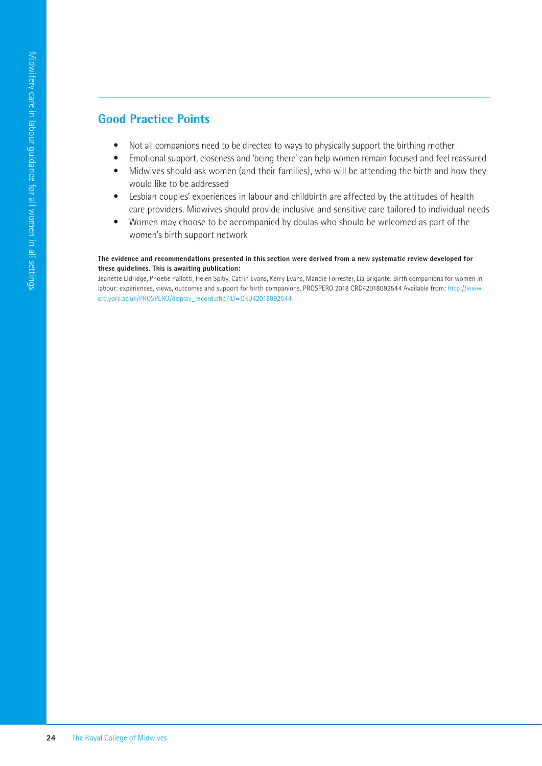## Good Practice Points

- Not all companions need to be directed to ways to physically support the birthing mother
- Emotional support, closeness and 'being there' can help women remain focused and feel reassured
- Midwives should ask women (and their families), who will be attending the birth and how they would like to be addressed
- Lesbian couples' experiences in labour and childbirth are affected by the attitudes of health care providers. Midwives should provide inclusive and sensitive care tailored to individual needs
- Women may choose to be accompanied by doulas who should be welcomed as part of the women's birth support network

**The evidence and recommendations presented in this section were derived from a new systematic review developed for these guidelines. This is awaiting publication:**

Jeanette Eldridge, Phoebe Pallotti, Helen Spiby, Catrin Evans, Kerry Evans, Mandie Forrester, Lia Brigante. Birth companions for women in labour: experiences, views, outcomes and support for birth companions. PROSPERO 2018 CRD42018092544 Available from: http://www.crd.york.ac.uk/PROSPERO/display_record.php?ID=CRD42018092544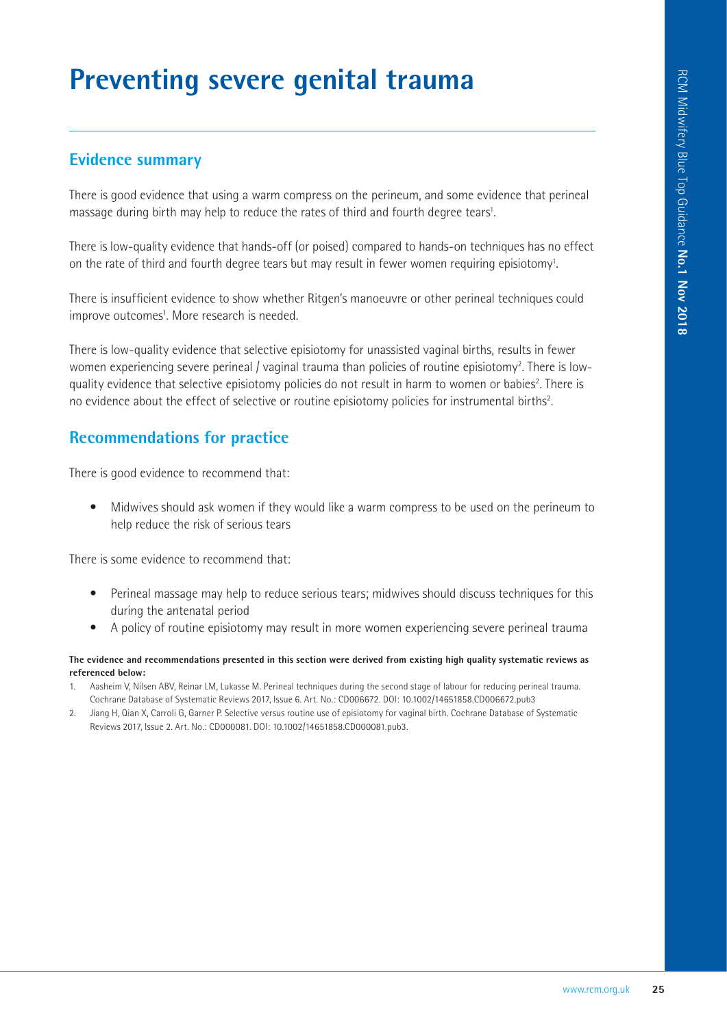# Preventing severe genital trauma

## Evidence summary

There is good evidence that using a warm compress on the perineum, and some evidence that perineal massage during birth may help to reduce the rates of third and fourth degree tears[1].

There is low-quality evidence that hands-off (or poised) compared to hands-on techniques has no effect on the rate of third and fourth degree tears but may result in fewer women requiring episiotomy[1].

There is insufficient evidence to show whether Ritgen's manoeuvre or other perineal techniques could improve outcomes[1]. More research is needed.

There is low-quality evidence that selective episiotomy for unassisted vaginal births, results in fewer women experiencing severe perineal / vaginal trauma than policies of routine episiotomy[2]. There is low-quality evidence that selective episiotomy policies do not result in harm to women or babies[2]. There is no evidence about the effect of selective or routine episiotomy policies for instrumental births[2].

## Recommendations for practice

There is good evidence to recommend that:

- Midwives should ask women if they would like a warm compress to be used on the perineum to help reduce the risk of serious tears

There is some evidence to recommend that:

- Perineal massage may help to reduce serious tears; midwives should discuss techniques for this during the antenatal period
- A policy of routine episiotomy may result in more women experiencing severe perineal trauma

**The evidence and recommendations presented in this section were derived from existing high quality systematic reviews as referenced below:**

1. Aasheim V, Nilsen ABV, Reinar LM, Lukasse M. Perineal techniques during the second stage of labour for reducing perineal trauma. Cochrane Database of Systematic Reviews 2017, Issue 6. Art. No.: CD006672. DOI: 10.1002/14651858.CD006672.pub3
2. Jiang H, Qian X, Carroli G, Garner P. Selective versus routine use of episiotomy for vaginal birth. Cochrane Database of Systematic Reviews 2017, Issue 2. Art. No.: CD000081. DOI: 10.1002/14651858.CD000081.pub3.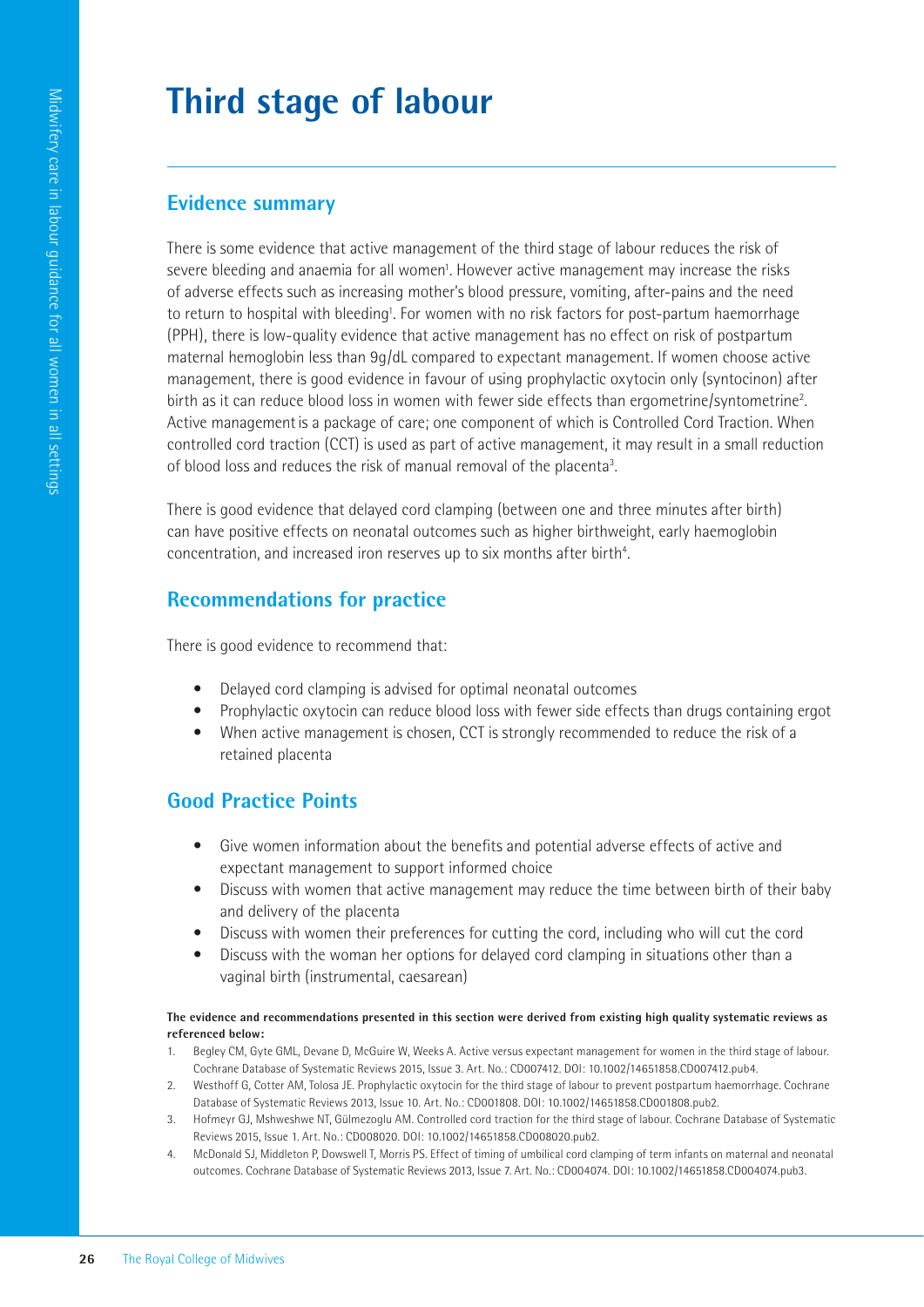# Third stage of labour

## Evidence summary

There is some evidence that active management of the third stage of labour reduces the risk of severe bleeding and anaemia for all women[1]. However active management may increase the risks of adverse effects such as increasing mother's blood pressure, vomiting, after-pains and the need to return to hospital with bleeding[1]. For women with no risk factors for post-partum haemorrhage (PPH), there is low-quality evidence that active management has no effect on risk of postpartum maternal hemoglobin less than 9g/dL compared to expectant management. If women choose active management, there is good evidence in favour of using prophylactic oxytocin only (syntocinon) after birth as it can reduce blood loss in women with fewer side effects than ergometrine/syntometrine[2]. Active management is a package of care; one component of which is Controlled Cord Traction. When controlled cord traction (CCT) is used as part of active management, it may result in a small reduction of blood loss and reduces the risk of manual removal of the placenta[3].

There is good evidence that delayed cord clamping (between one and three minutes after birth) can have positive effects on neonatal outcomes such as higher birthweight, early haemoglobin concentration, and increased iron reserves up to six months after birth[4].

## Recommendations for practice

There is good evidence to recommend that:

- Delayed cord clamping is advised for optimal neonatal outcomes
- Prophylactic oxytocin can reduce blood loss with fewer side effects than drugs containing ergot
- When active management is chosen, CCT is strongly recommended to reduce the risk of a retained placenta

## Good Practice Points

- Give women information about the benefits and potential adverse effects of active and expectant management to support informed choice
- Discuss with women that active management may reduce the time between birth of their baby and delivery of the placenta
- Discuss with women their preferences for cutting the cord, including who will cut the cord
- Discuss with the woman her options for delayed cord clamping in situations other than a vaginal birth (instrumental, caesarean)

**The evidence and recommendations presented in this section were derived from existing high quality systematic reviews as referenced below:**

1. Begley CM, Gyte GML, Devane D, McGuire W, Weeks A. Active versus expectant management for women in the third stage of labour. Cochrane Database of Systematic Reviews 2015, Issue 3. Art. No.: CD007412. DOI: 10.1002/14651858.CD007412.pub4.
2. Westhoff G, Cotter AM, Tolosa JE. Prophylactic oxytocin for the third stage of labour to prevent postpartum haemorrhage. Cochrane Database of Systematic Reviews 2013, Issue 10. Art. No.: CD001808. DOI: 10.1002/14651858.CD001808.pub2.
3. Hofmeyr GJ, Mshweshwe NT, Gülmezoglu AM. Controlled cord traction for the third stage of labour. Cochrane Database of Systematic Reviews 2015, Issue 1. Art. No.: CD008020. DOI: 10.1002/14651858.CD008020.pub2.
4. McDonald SJ, Middleton P, Dowswell T, Morris PS. Effect of timing of umbilical cord clamping of term infants on maternal and neonatal outcomes. Cochrane Database of Systematic Reviews 2013, Issue 7. Art. No.: CD004074. DOI: 10.1002/14651858.CD004074.pub3.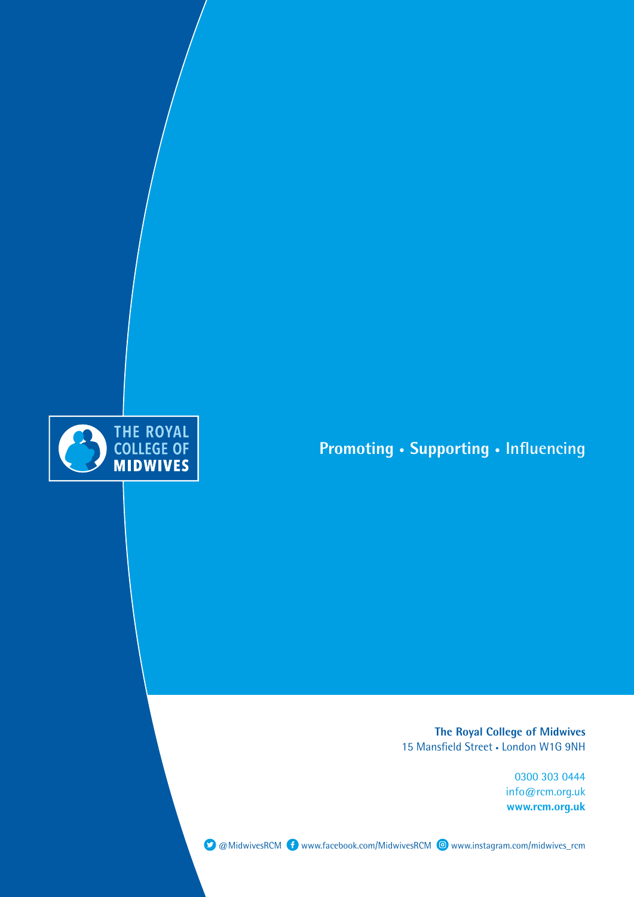THE ROYAL COLLEGE OF MIDWIVES

**Promoting • Supporting • Influencing**

**The Royal College of Midwives**
15 Mansfield Street • London W1G 9NH

0300 303 0444
info@rcm.org.uk
**www.rcm.org.uk**

@MidwivesRCM www.facebook.com/MidwivesRCM www.instagram.com/midwives_rcm